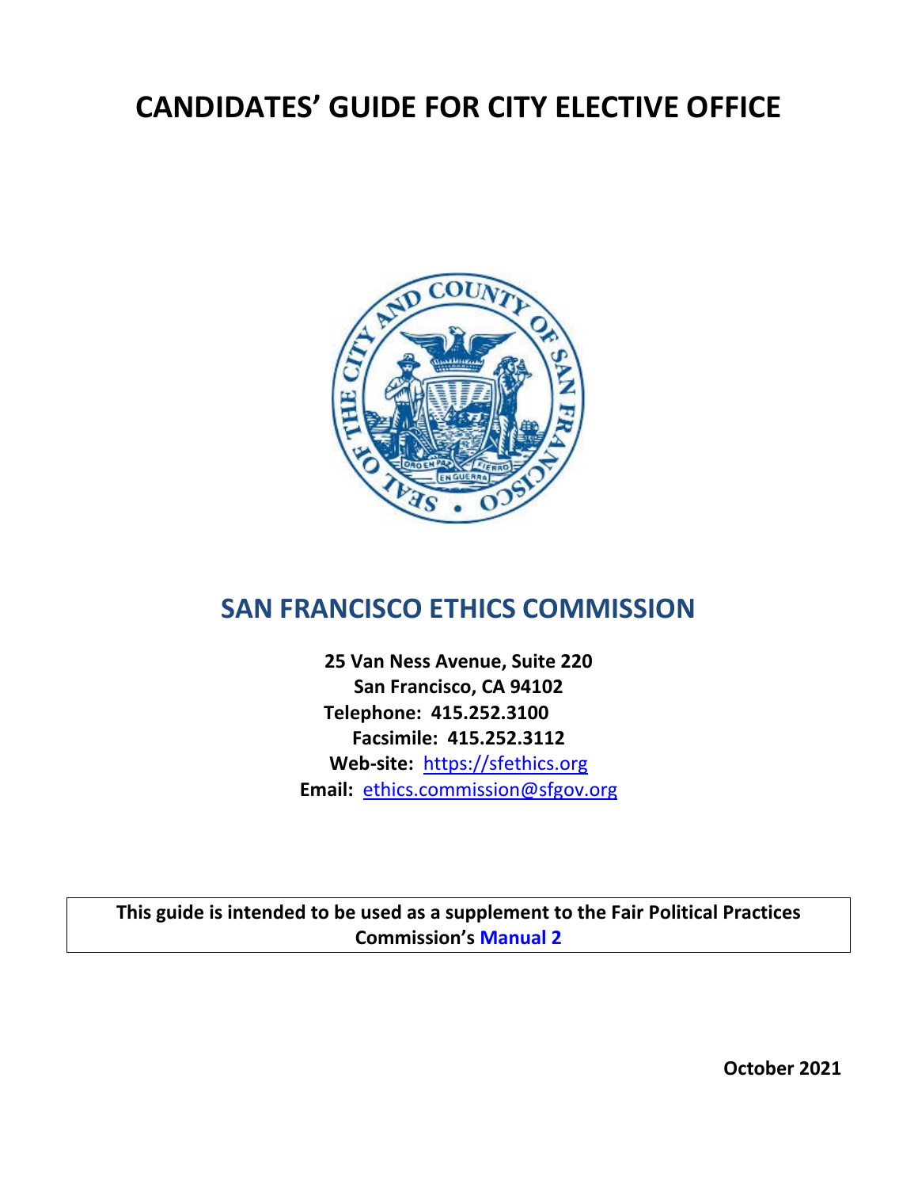# CANDIDATES' GUIDE FOR CITY ELECTIVE OFFICE

## SAN FRANCISCO ETHICS COMMISSION

**25 Van Ness Avenue, Suite 220**
**San Francisco, CA 94102**
**Telephone: 415.252.3100**
**Facsimile: 415.252.3112**
**Web-site:** https://sfethics.org
**Email:** ethics.commission@sfgov.org

**This guide is intended to be used as a supplement to the Fair Political Practices Commission's Manual 2**

**October 2021**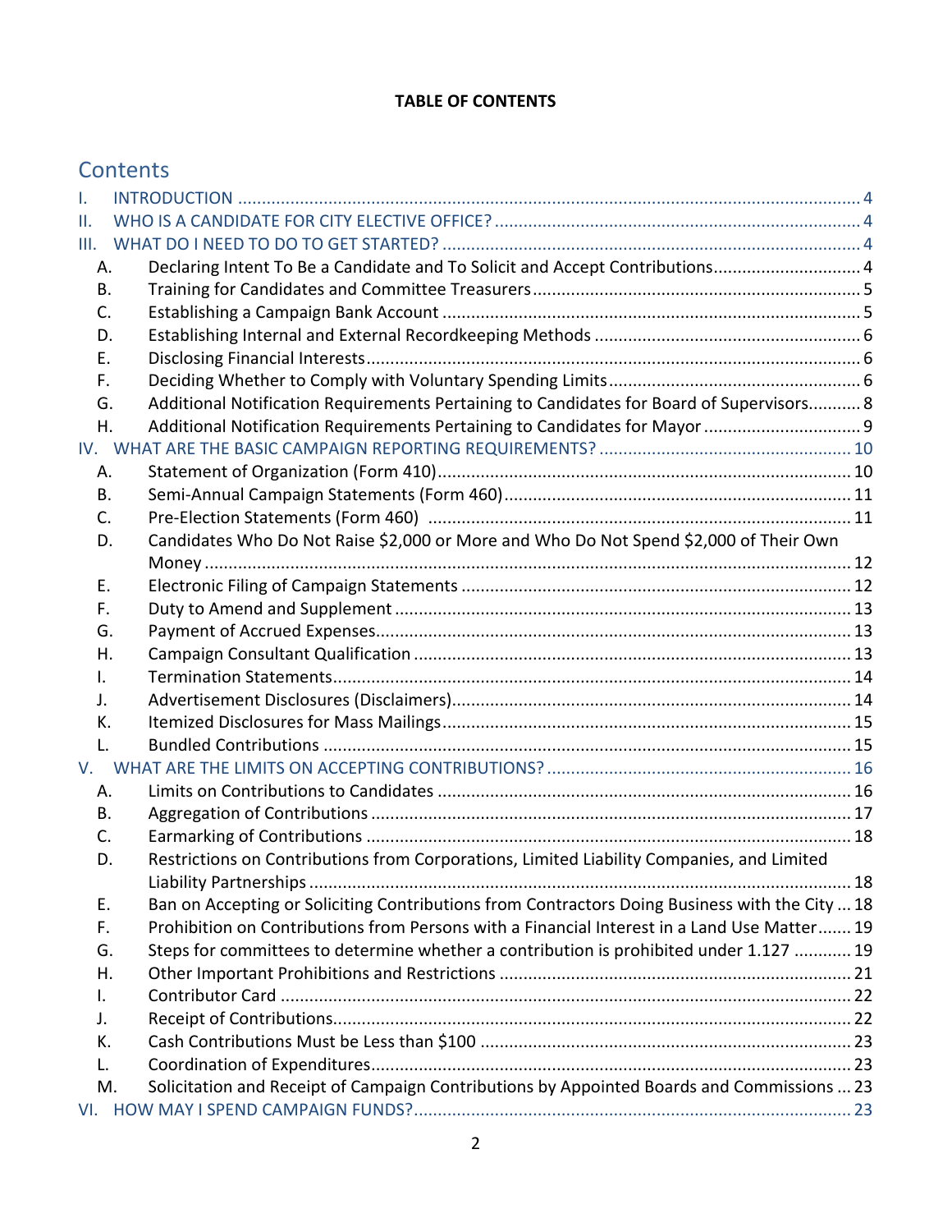**TABLE OF CONTENTS**

## Contents

I. INTRODUCTION .................................................................................................................. 4
II. WHO IS A CANDIDATE FOR CITY ELECTIVE OFFICE? ............................................................ 4
III. WHAT DO I NEED TO DO TO GET STARTED? ...................................................................... 4
  A. Declaring Intent To Be a Candidate and To Solicit and Accept Contributions............................ 4
  B. Training for Candidates and Committee Treasurers.................................................................. 5
  C. Establishing a Campaign Bank Account ..................................................................................... 5
  D. Establishing Internal and External Recordkeeping Methods ....................................................... 6
  E. Disclosing Financial Interests...................................................................................................... 6
  F. Deciding Whether to Comply with Voluntary Spending Limits.................................................... 6
  G. Additional Notification Requirements Pertaining to Candidates for Board of Supervisors........... 8
  H. Additional Notification Requirements Pertaining to Candidates for Mayor ................................ 9
IV. WHAT ARE THE BASIC CAMPAIGN REPORTING REQUIREMENTS? .................................... 10
  A. Statement of Organization (Form 410).................................................................................... 10
  B. Semi-Annual Campaign Statements (Form 460)...................................................................... 11
  C. Pre-Election Statements (Form 460) ...................................................................................... 11
  D. Candidates Who Do Not Raise $2,000 or More and Who Do Not Spend $2,000 of Their Own Money ..................................................................................................................... 12
  E. Electronic Filing of Campaign Statements ............................................................................... 12
  F. Duty to Amend and Supplement ............................................................................................. 13
  G. Payment of Accrued Expenses................................................................................................. 13
  H. Campaign Consultant Qualification ......................................................................................... 13
  I. Termination Statements........................................................................................................... 14
  J. Advertisement Disclosures (Disclaimers)................................................................................. 14
  K. Itemized Disclosures for Mass Mailings.................................................................................... 15
  L. Bundled Contributions ............................................................................................................. 15
V. WHAT ARE THE LIMITS ON ACCEPTING CONTRIBUTIONS? ............................................... 16
  A. Limits on Contributions to Candidates ..................................................................................... 16
  B. Aggregation of Contributions .................................................................................................. 17
  C. Earmarking of Contributions .................................................................................................... 18
  D. Restrictions on Contributions from Corporations, Limited Liability Companies, and Limited Liability Partnerships ................................................................................................ 18
  E. Ban on Accepting or Soliciting Contributions from Contractors Doing Business with the City ... 18
  F. Prohibition on Contributions from Persons with a Financial Interest in a Land Use Matter....... 19
  G. Steps for committees to determine whether a contribution is prohibited under 1.127 ............ 19
  H. Other Important Prohibitions and Restrictions ........................................................................ 21
  I. Contributor Card ...................................................................................................................... 22
  J. Receipt of Contributions........................................................................................................... 22
  K. Cash Contributions Must be Less than $100 ............................................................................ 23
  L. Coordination of Expenditures................................................................................................... 23
  M. Solicitation and Receipt of Campaign Contributions by Appointed Boards and Commissions ... 23
VI. HOW MAY I SPEND CAMPAIGN FUNDS?........................................................................... 23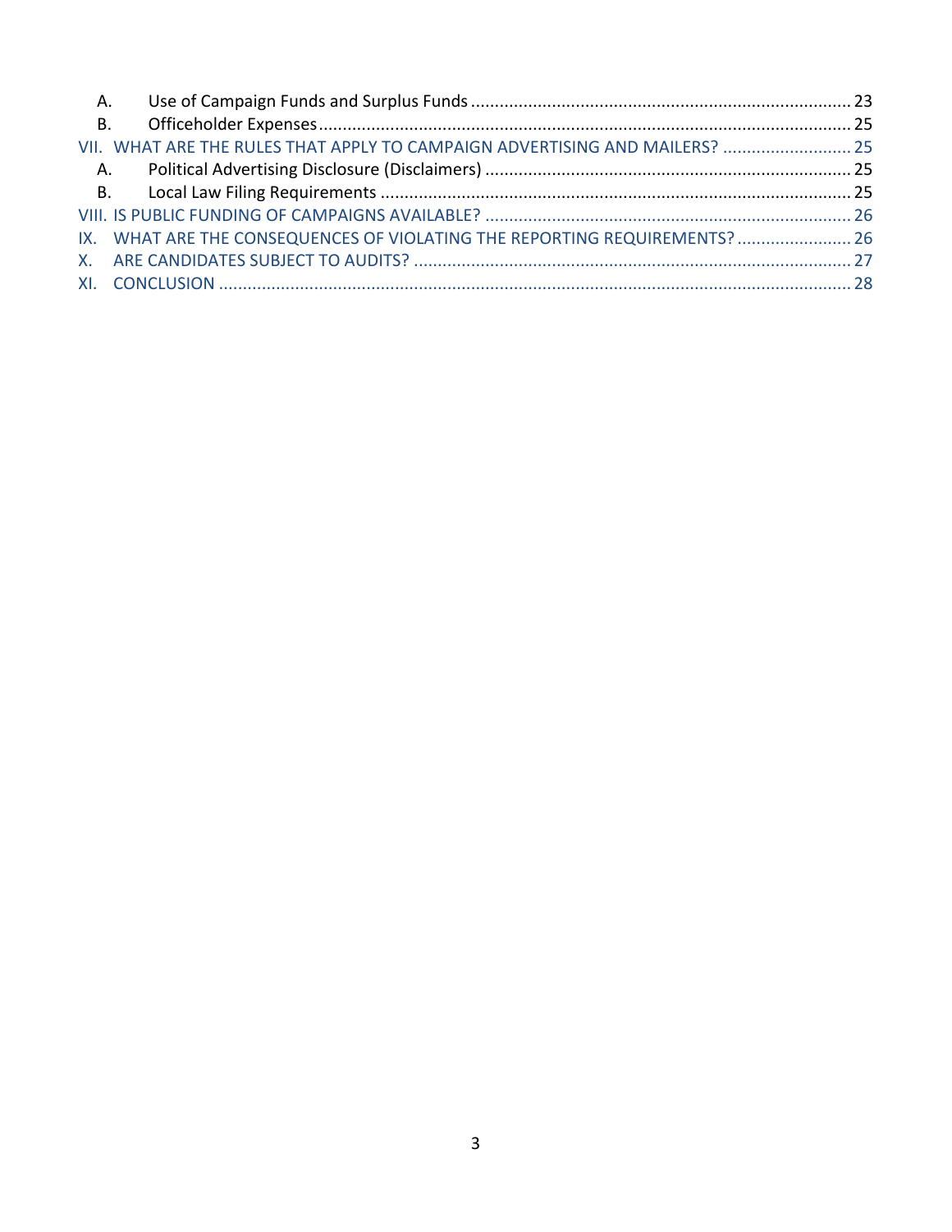- A. Use of Campaign Funds and Surplus Funds ... 23
- B. Officeholder Expenses ... 25

VII. WHAT ARE THE RULES THAT APPLY TO CAMPAIGN ADVERTISING AND MAILERS? ... 25

- A. Political Advertising Disclosure (Disclaimers) ... 25
- B. Local Law Filing Requirements ... 25

VIII. IS PUBLIC FUNDING OF CAMPAIGNS AVAILABLE? ... 26

IX. WHAT ARE THE CONSEQUENCES OF VIOLATING THE REPORTING REQUIREMENTS? ... 26

X. ARE CANDIDATES SUBJECT TO AUDITS? ... 27

XI. CONCLUSION ... 28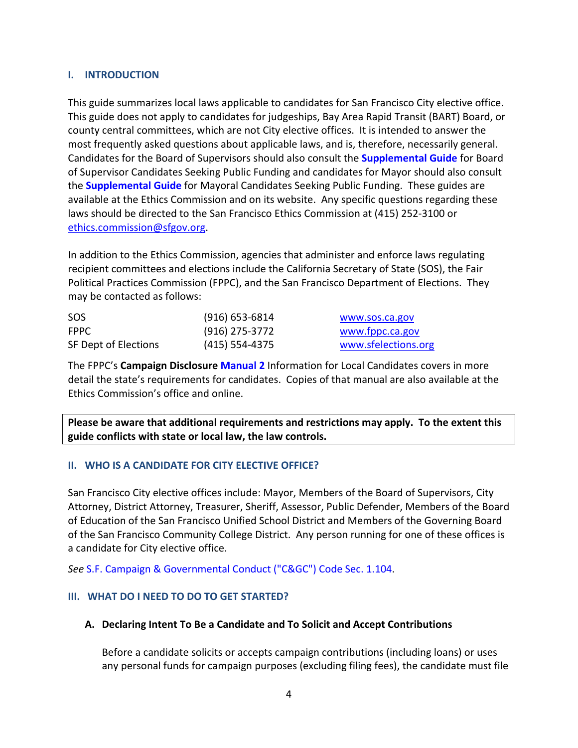## I. INTRODUCTION

This guide summarizes local laws applicable to candidates for San Francisco City elective office. This guide does not apply to candidates for judgeships, Bay Area Rapid Transit (BART) Board, or county central committees, which are not City elective offices. It is intended to answer the most frequently asked questions about applicable laws, and is, therefore, necessarily general. Candidates for the Board of Supervisors should also consult the **Supplemental Guide** for Board of Supervisor Candidates Seeking Public Funding and candidates for Mayor should also consult the **Supplemental Guide** for Mayoral Candidates Seeking Public Funding. These guides are available at the Ethics Commission and on its website. Any specific questions regarding these laws should be directed to the San Francisco Ethics Commission at (415) 252-3100 or ethics.commission@sfgov.org.

In addition to the Ethics Commission, agencies that administer and enforce laws regulating recipient committees and elections include the California Secretary of State (SOS), the Fair Political Practices Commission (FPPC), and the San Francisco Department of Elections. They may be contacted as follows:

| | | |
|---|---|---|
| SOS | (916) 653-6814 | www.sos.ca.gov |
| FPPC | (916) 275-3772 | www.fppc.ca.gov |
| SF Dept of Elections | (415) 554-4375 | www.sfelections.org |

The FPPC's **Campaign Disclosure Manual 2** Information for Local Candidates covers in more detail the state's requirements for candidates. Copies of that manual are also available at the Ethics Commission's office and online.

**Please be aware that additional requirements and restrictions may apply. To the extent this guide conflicts with state or local law, the law controls.**

## II. WHO IS A CANDIDATE FOR CITY ELECTIVE OFFICE?

San Francisco City elective offices include: Mayor, Members of the Board of Supervisors, City Attorney, District Attorney, Treasurer, Sheriff, Assessor, Public Defender, Members of the Board of Education of the San Francisco Unified School District and Members of the Governing Board of the San Francisco Community College District. Any person running for one of these offices is a candidate for City elective office.

*See* S.F. Campaign & Governmental Conduct ("C&GC") Code Sec. 1.104.

## III. WHAT DO I NEED TO DO TO GET STARTED?

### A. Declaring Intent To Be a Candidate and To Solicit and Accept Contributions

Before a candidate solicits or accepts campaign contributions (including loans) or uses any personal funds for campaign purposes (excluding filing fees), the candidate must file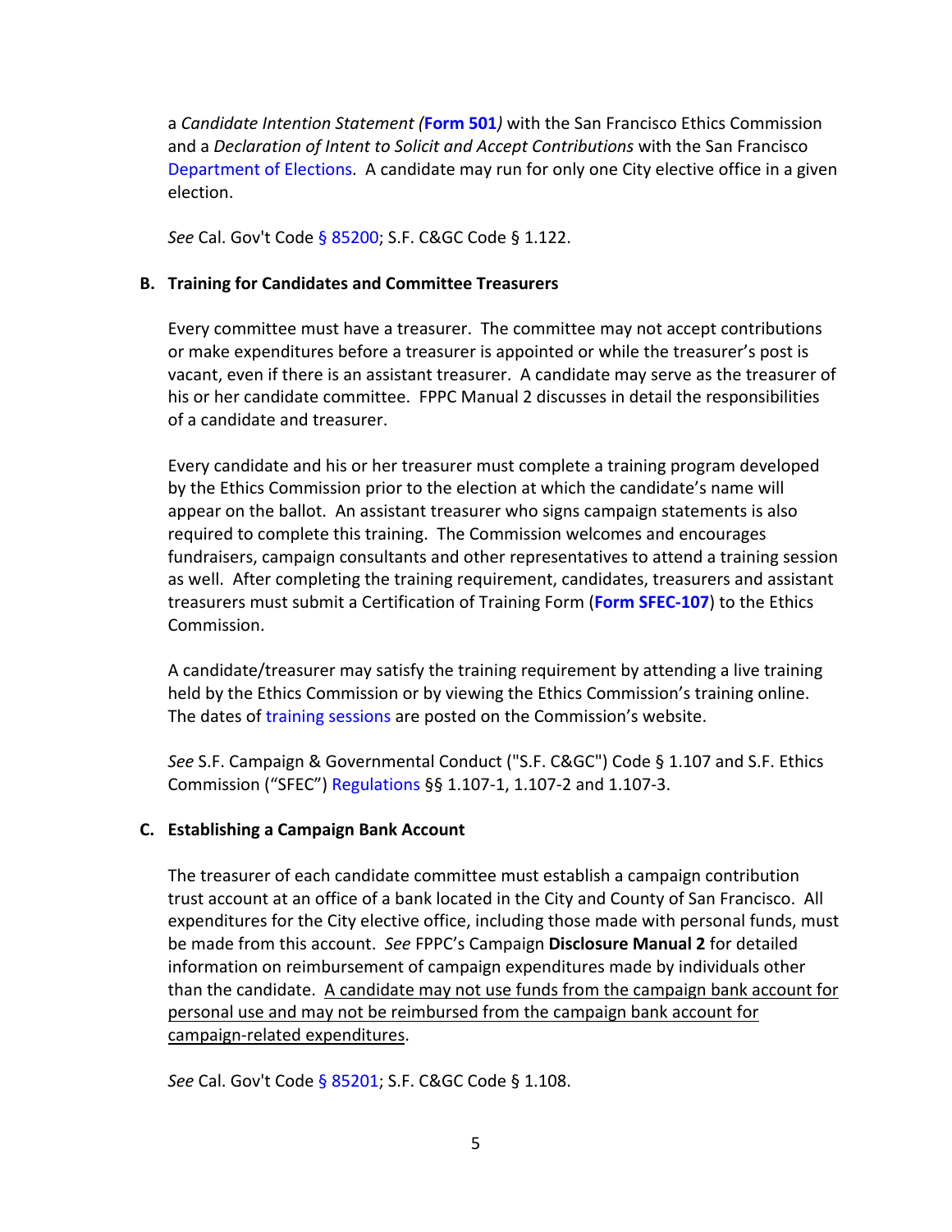a *Candidate Intention Statement (***Form 501***)* with the San Francisco Ethics Commission and a *Declaration of Intent to Solicit and Accept Contributions* with the San Francisco Department of Elections. A candidate may run for only one City elective office in a given election.

*See* Cal. Gov't Code § 85200; S.F. C&GC Code § 1.122.

### B. Training for Candidates and Committee Treasurers

Every committee must have a treasurer. The committee may not accept contributions or make expenditures before a treasurer is appointed or while the treasurer's post is vacant, even if there is an assistant treasurer. A candidate may serve as the treasurer of his or her candidate committee. FPPC Manual 2 discusses in detail the responsibilities of a candidate and treasurer.

Every candidate and his or her treasurer must complete a training program developed by the Ethics Commission prior to the election at which the candidate's name will appear on the ballot. An assistant treasurer who signs campaign statements is also required to complete this training. The Commission welcomes and encourages fundraisers, campaign consultants and other representatives to attend a training session as well. After completing the training requirement, candidates, treasurers and assistant treasurers must submit a Certification of Training Form (**Form SFEC-107**) to the Ethics Commission.

A candidate/treasurer may satisfy the training requirement by attending a live training held by the Ethics Commission or by viewing the Ethics Commission's training online. The dates of training sessions are posted on the Commission's website.

*See* S.F. Campaign & Governmental Conduct ("S.F. C&GC") Code § 1.107 and S.F. Ethics Commission ("SFEC") Regulations §§ 1.107-1, 1.107-2 and 1.107-3.

### C. Establishing a Campaign Bank Account

The treasurer of each candidate committee must establish a campaign contribution trust account at an office of a bank located in the City and County of San Francisco. All expenditures for the City elective office, including those made with personal funds, must be made from this account. *See* FPPC's Campaign **Disclosure Manual 2** for detailed information on reimbursement of campaign expenditures made by individuals other than the candidate. <u>A candidate may not use funds from the campaign bank account for personal use and may not be reimbursed from the campaign bank account for campaign-related expenditures</u>.

*See* Cal. Gov't Code § 85201; S.F. C&GC Code § 1.108.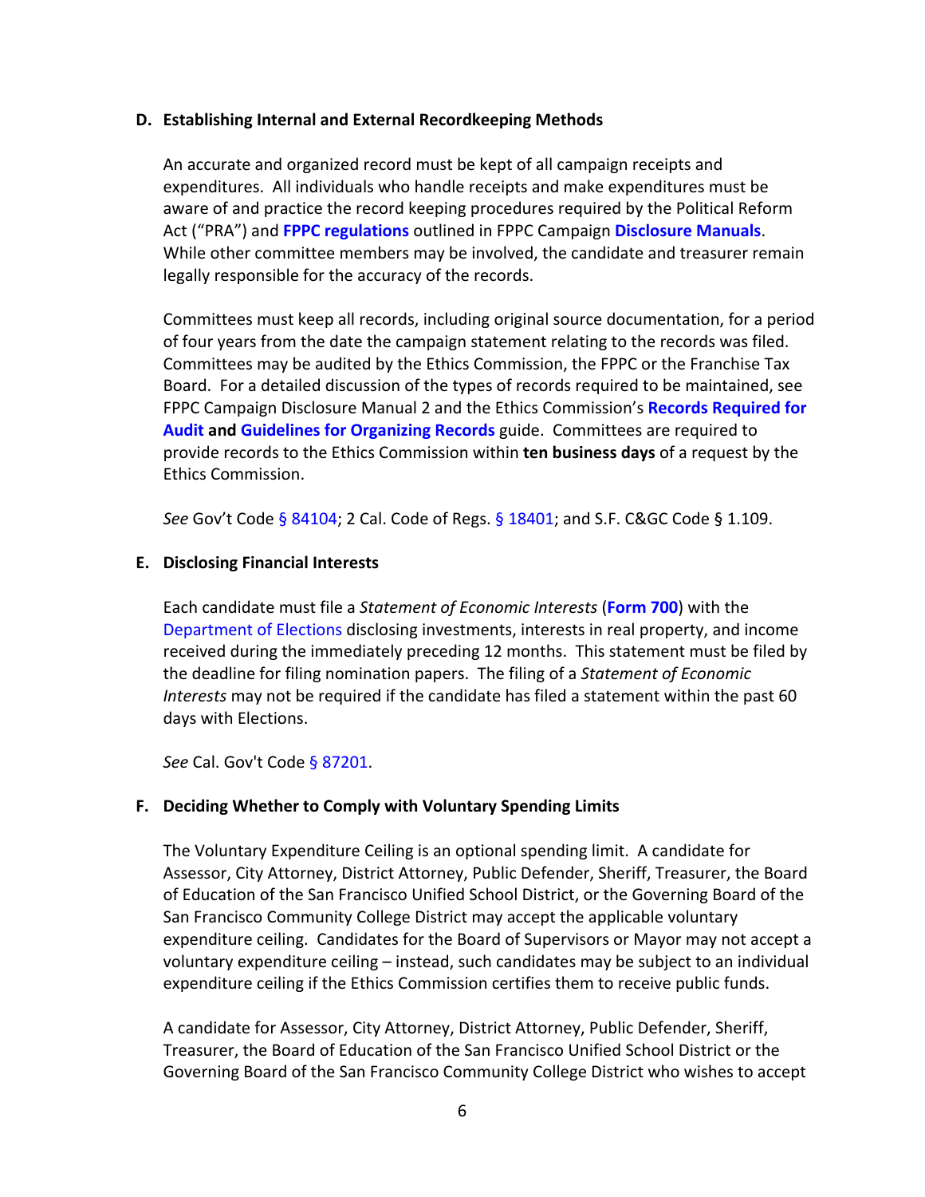### D. Establishing Internal and External Recordkeeping Methods

An accurate and organized record must be kept of all campaign receipts and expenditures. All individuals who handle receipts and make expenditures must be aware of and practice the record keeping procedures required by the Political Reform Act ("PRA") and **FPPC regulations** outlined in FPPC Campaign **Disclosure Manuals**. While other committee members may be involved, the candidate and treasurer remain legally responsible for the accuracy of the records.

Committees must keep all records, including original source documentation, for a period of four years from the date the campaign statement relating to the records was filed. Committees may be audited by the Ethics Commission, the FPPC or the Franchise Tax Board. For a detailed discussion of the types of records required to be maintained, see FPPC Campaign Disclosure Manual 2 and the Ethics Commission's **Records Required for Audit and Guidelines for Organizing Records** guide. Committees are required to provide records to the Ethics Commission within **ten business days** of a request by the Ethics Commission.

*See* Gov't Code § 84104; 2 Cal. Code of Regs. § 18401; and S.F. C&GC Code § 1.109.

### E. Disclosing Financial Interests

Each candidate must file a *Statement of Economic Interests* (**Form 700**) with the Department of Elections disclosing investments, interests in real property, and income received during the immediately preceding 12 months. This statement must be filed by the deadline for filing nomination papers. The filing of a *Statement of Economic Interests* may not be required if the candidate has filed a statement within the past 60 days with Elections.

*See* Cal. Gov't Code § 87201.

### F. Deciding Whether to Comply with Voluntary Spending Limits

The Voluntary Expenditure Ceiling is an optional spending limit. A candidate for Assessor, City Attorney, District Attorney, Public Defender, Sheriff, Treasurer, the Board of Education of the San Francisco Unified School District, or the Governing Board of the San Francisco Community College District may accept the applicable voluntary expenditure ceiling. Candidates for the Board of Supervisors or Mayor may not accept a voluntary expenditure ceiling – instead, such candidates may be subject to an individual expenditure ceiling if the Ethics Commission certifies them to receive public funds.

A candidate for Assessor, City Attorney, District Attorney, Public Defender, Sheriff, Treasurer, the Board of Education of the San Francisco Unified School District or the Governing Board of the San Francisco Community College District who wishes to accept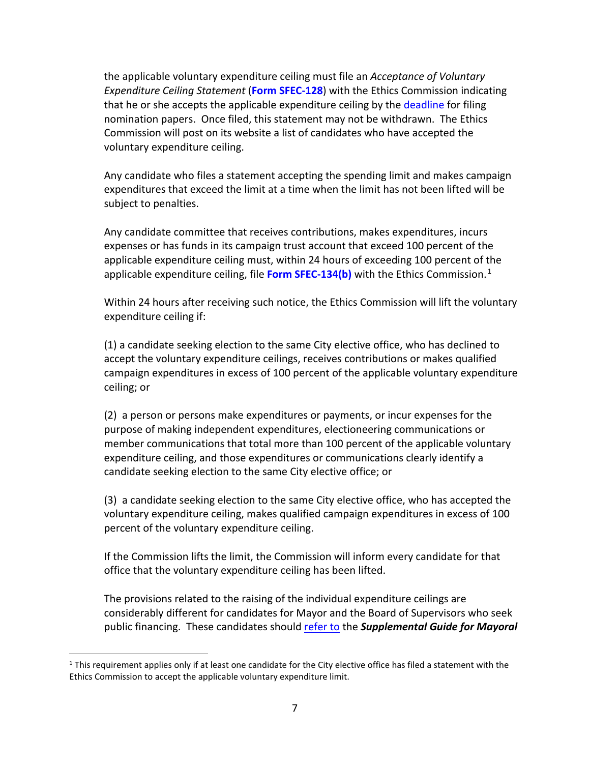the applicable voluntary expenditure ceiling must file an *Acceptance of Voluntary Expenditure Ceiling Statement* (**Form SFEC-128**) with the Ethics Commission indicating that he or she accepts the applicable expenditure ceiling by the deadline for filing nomination papers. Once filed, this statement may not be withdrawn. The Ethics Commission will post on its website a list of candidates who have accepted the voluntary expenditure ceiling.

Any candidate who files a statement accepting the spending limit and makes campaign expenditures that exceed the limit at a time when the limit has not been lifted will be subject to penalties.

Any candidate committee that receives contributions, makes expenditures, incurs expenses or has funds in its campaign trust account that exceed 100 percent of the applicable expenditure ceiling must, within 24 hours of exceeding 100 percent of the applicable expenditure ceiling, file **Form SFEC-134(b)** with the Ethics Commission.[1]

Within 24 hours after receiving such notice, the Ethics Commission will lift the voluntary expenditure ceiling if:

(1) a candidate seeking election to the same City elective office, who has declined to accept the voluntary expenditure ceilings, receives contributions or makes qualified campaign expenditures in excess of 100 percent of the applicable voluntary expenditure ceiling; or

(2) a person or persons make expenditures or payments, or incur expenses for the purpose of making independent expenditures, electioneering communications or member communications that total more than 100 percent of the applicable voluntary expenditure ceiling, and those expenditures or communications clearly identify a candidate seeking election to the same City elective office; or

(3) a candidate seeking election to the same City elective office, who has accepted the voluntary expenditure ceiling, makes qualified campaign expenditures in excess of 100 percent of the voluntary expenditure ceiling.

If the Commission lifts the limit, the Commission will inform every candidate for that office that the voluntary expenditure ceiling has been lifted.

The provisions related to the raising of the individual expenditure ceilings are considerably different for candidates for Mayor and the Board of Supervisors who seek public financing. These candidates should refer to the ***Supplemental Guide for Mayoral***

[1] This requirement applies only if at least one candidate for the City elective office has filed a statement with the Ethics Commission to accept the applicable voluntary expenditure limit.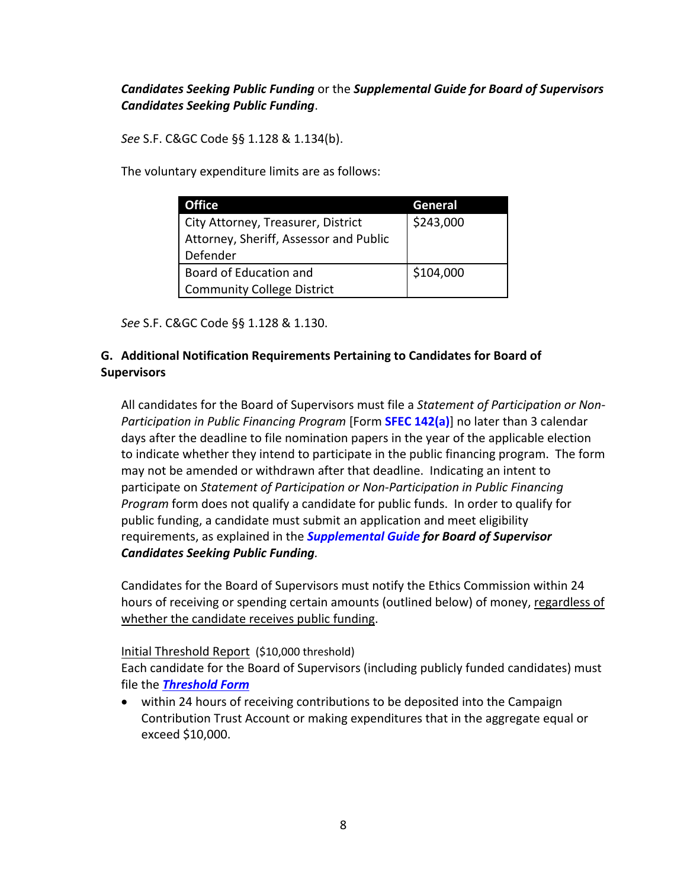***Candidates Seeking Public Funding*** or the ***Supplemental Guide for Board of Supervisors Candidates Seeking Public Funding***.

*See* S.F. C&GC Code §§ 1.128 & 1.134(b).

The voluntary expenditure limits are as follows:

| Office | General |
|---|---|
| City Attorney, Treasurer, District Attorney, Sheriff, Assessor and Public Defender | $243,000 |
| Board of Education and Community College District | $104,000 |

*See* S.F. C&GC Code §§ 1.128 & 1.130.

### G. Additional Notification Requirements Pertaining to Candidates for Board of Supervisors

All candidates for the Board of Supervisors must file a *Statement of Participation or Non-Participation in Public Financing Program* [Form **SFEC 142(a)**] no later than 3 calendar days after the deadline to file nomination papers in the year of the applicable election to indicate whether they intend to participate in the public financing program. The form may not be amended or withdrawn after that deadline. Indicating an intent to participate on *Statement of Participation or Non-Participation in Public Financing Program* form does not qualify a candidate for public funds. In order to qualify for public funding, a candidate must submit an application and meet eligibility requirements, as explained in the ***Supplemental Guide for Board of Supervisor Candidates Seeking Public Funding.***

Candidates for the Board of Supervisors must notify the Ethics Commission within 24 hours of receiving or spending certain amounts (outlined below) of money, regardless of whether the candidate receives public funding.

Initial Threshold Report (\$10,000 threshold)
Each candidate for the Board of Supervisors (including publicly funded candidates) must file the ***Threshold Form***

- within 24 hours of receiving contributions to be deposited into the Campaign Contribution Trust Account or making expenditures that in the aggregate equal or exceed $10,000.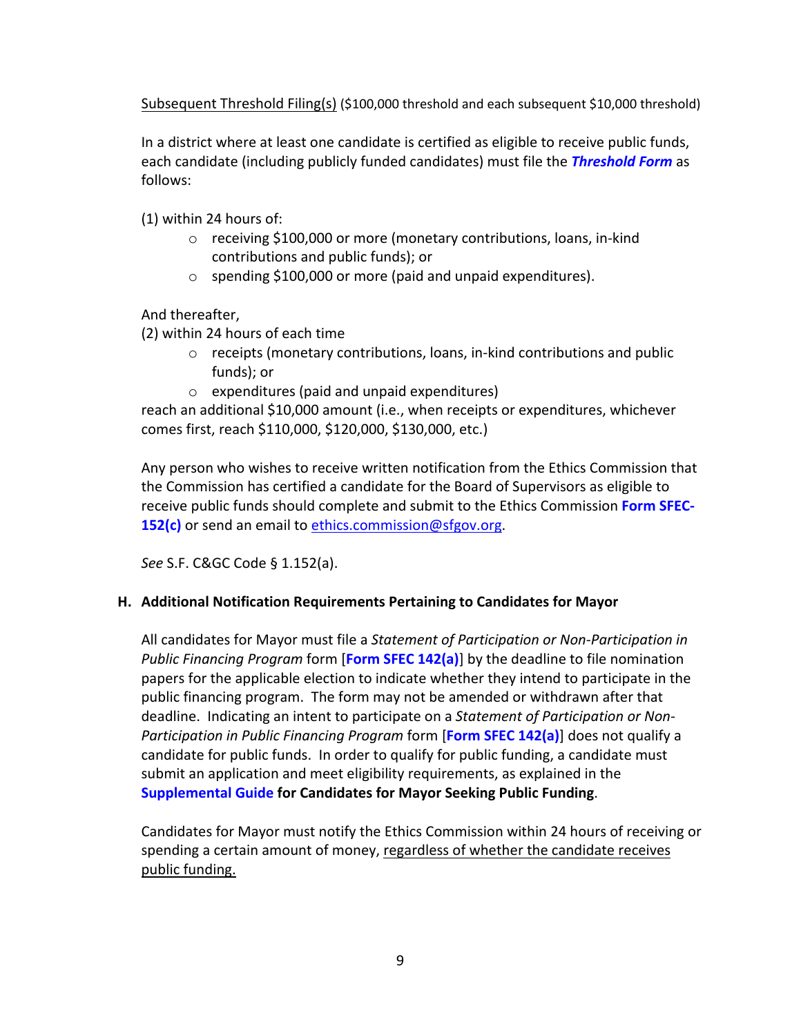Subsequent Threshold Filing(s) ($100,000 threshold and each subsequent $10,000 threshold)

In a district where at least one candidate is certified as eligible to receive public funds, each candidate (including publicly funded candidates) must file the ***Threshold Form*** as follows:

(1) within 24 hours of:

- receiving $100,000 or more (monetary contributions, loans, in-kind contributions and public funds); or
- spending $100,000 or more (paid and unpaid expenditures).

And thereafter,

(2) within 24 hours of each time

- receipts (monetary contributions, loans, in-kind contributions and public funds); or
- expenditures (paid and unpaid expenditures)

reach an additional $10,000 amount (i.e., when receipts or expenditures, whichever comes first, reach $110,000, $120,000, $130,000, etc.)

Any person who wishes to receive written notification from the Ethics Commission that the Commission has certified a candidate for the Board of Supervisors as eligible to receive public funds should complete and submit to the Ethics Commission **Form SFEC-152(c)** or send an email to ethics.commission@sfgov.org.

*See* S.F. C&GC Code § 1.152(a).

### H. Additional Notification Requirements Pertaining to Candidates for Mayor

All candidates for Mayor must file a *Statement of Participation or Non-Participation in Public Financing Program* form [**Form SFEC 142(a)**] by the deadline to file nomination papers for the applicable election to indicate whether they intend to participate in the public financing program. The form may not be amended or withdrawn after that deadline. Indicating an intent to participate on a *Statement of Participation or Non-Participation in Public Financing Program* form [**Form SFEC 142(a)**] does not qualify a candidate for public funds. In order to qualify for public funding, a candidate must submit an application and meet eligibility requirements, as explained in the **Supplemental Guide for Candidates for Mayor Seeking Public Funding**.

Candidates for Mayor must notify the Ethics Commission within 24 hours of receiving or spending a certain amount of money, regardless of whether the candidate receives public funding.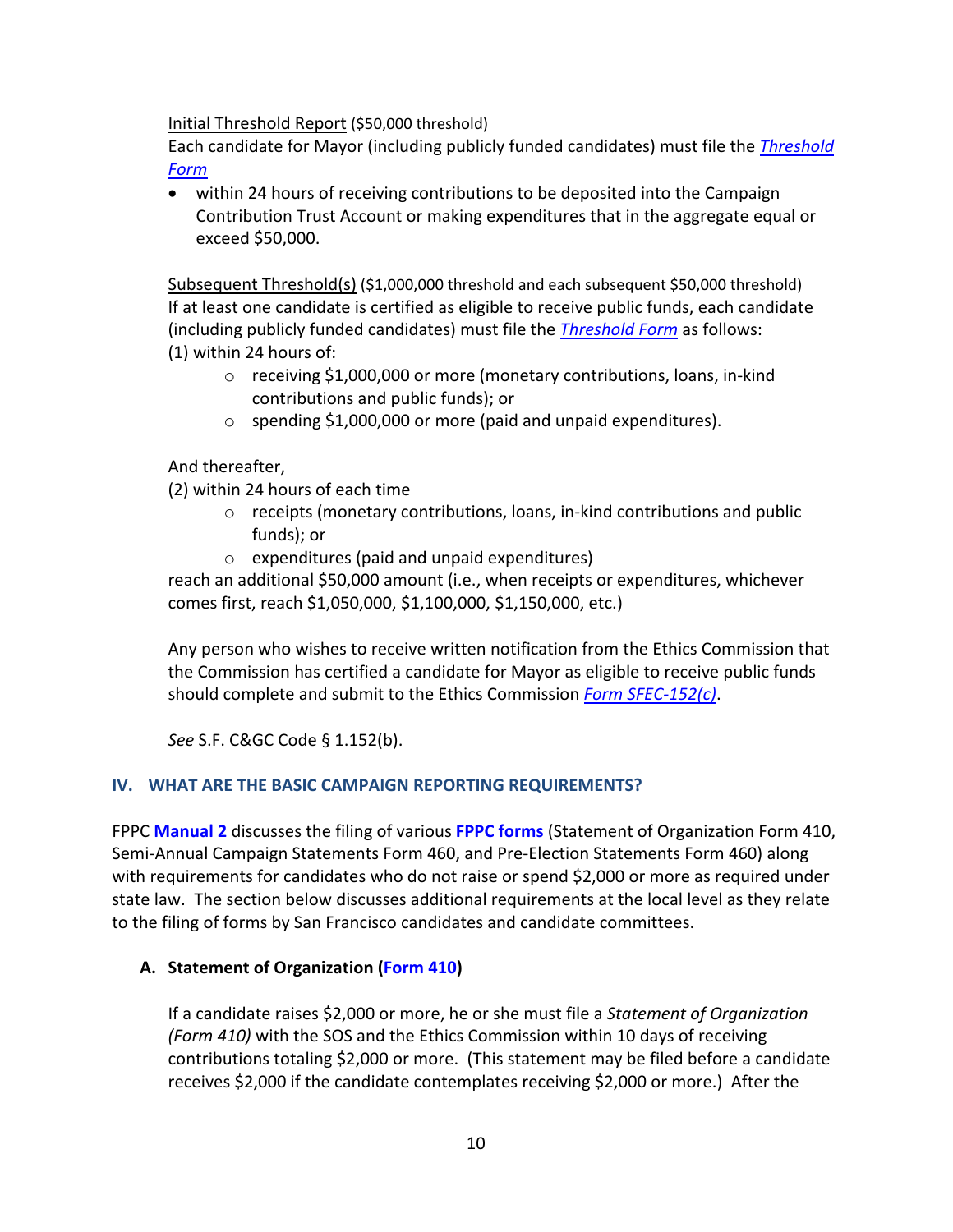Initial Threshold Report ($50,000 threshold)

Each candidate for Mayor (including publicly funded candidates) must file the *Threshold Form*

- within 24 hours of receiving contributions to be deposited into the Campaign Contribution Trust Account or making expenditures that in the aggregate equal or exceed $50,000.

Subsequent Threshold(s) ($1,000,000 threshold and each subsequent $50,000 threshold)

If at least one candidate is certified as eligible to receive public funds, each candidate (including publicly funded candidates) must file the *Threshold Form* as follows:

(1) within 24 hours of:

- receiving $1,000,000 or more (monetary contributions, loans, in-kind contributions and public funds); or
- spending $1,000,000 or more (paid and unpaid expenditures).

And thereafter,

(2) within 24 hours of each time

- receipts (monetary contributions, loans, in-kind contributions and public funds); or
- expenditures (paid and unpaid expenditures)

reach an additional $50,000 amount (i.e., when receipts or expenditures, whichever comes first, reach $1,050,000, $1,100,000, $1,150,000, etc.)

Any person who wishes to receive written notification from the Ethics Commission that the Commission has certified a candidate for Mayor as eligible to receive public funds should complete and submit to the Ethics Commission *Form SFEC-152(c)*.

*See* S.F. C&GC Code § 1.152(b).

## IV. WHAT ARE THE BASIC CAMPAIGN REPORTING REQUIREMENTS?

FPPC **Manual 2** discusses the filing of various **FPPC forms** (Statement of Organization Form 410, Semi-Annual Campaign Statements Form 460, and Pre-Election Statements Form 460) along with requirements for candidates who do not raise or spend $2,000 or more as required under state law. The section below discusses additional requirements at the local level as they relate to the filing of forms by San Francisco candidates and candidate committees.

### A. Statement of Organization (Form 410)

If a candidate raises $2,000 or more, he or she must file a *Statement of Organization (Form 410)* with the SOS and the Ethics Commission within 10 days of receiving contributions totaling $2,000 or more. (This statement may be filed before a candidate receives $2,000 if the candidate contemplates receiving $2,000 or more.) After the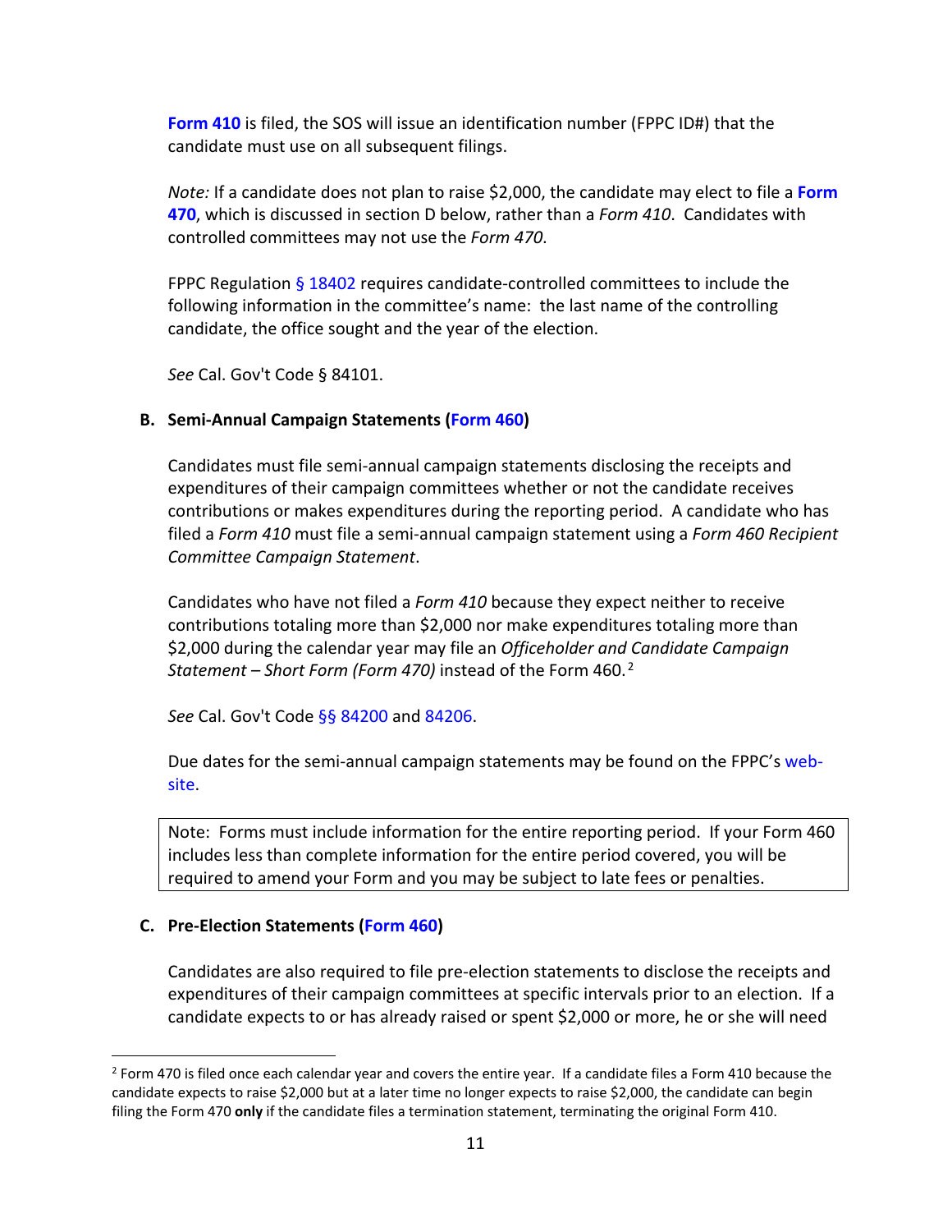**Form 410** is filed, the SOS will issue an identification number (FPPC ID#) that the candidate must use on all subsequent filings.

*Note:* If a candidate does not plan to raise $2,000, the candidate may elect to file a **Form 470**, which is discussed in section D below, rather than a *Form 410*. Candidates with controlled committees may not use the *Form 470*.

FPPC Regulation § 18402 requires candidate-controlled committees to include the following information in the committee's name: the last name of the controlling candidate, the office sought and the year of the election.

*See* Cal. Gov't Code § 84101.

### B. Semi-Annual Campaign Statements (Form 460)

Candidates must file semi-annual campaign statements disclosing the receipts and expenditures of their campaign committees whether or not the candidate receives contributions or makes expenditures during the reporting period. A candidate who has filed a *Form 410* must file a semi-annual campaign statement using a *Form 460 Recipient Committee Campaign Statement*.

Candidates who have not filed a *Form 410* because they expect neither to receive contributions totaling more than $2,000 nor make expenditures totaling more than $2,000 during the calendar year may file an *Officeholder and Candidate Campaign Statement – Short Form (Form 470)* instead of the Form 460.[2]

*See* Cal. Gov't Code §§ 84200 and 84206.

Due dates for the semi-annual campaign statements may be found on the FPPC's web-site.

> Note: Forms must include information for the entire reporting period. If your Form 460 includes less than complete information for the entire period covered, you will be required to amend your Form and you may be subject to late fees or penalties.

### C. Pre-Election Statements (Form 460)

Candidates are also required to file pre-election statements to disclose the receipts and expenditures of their campaign committees at specific intervals prior to an election. If a candidate expects to or has already raised or spent $2,000 or more, he or she will need

[2] Form 470 is filed once each calendar year and covers the entire year. If a candidate files a Form 410 because the candidate expects to raise $2,000 but at a later time no longer expects to raise $2,000, the candidate can begin filing the Form 470 **only** if the candidate files a termination statement, terminating the original Form 410.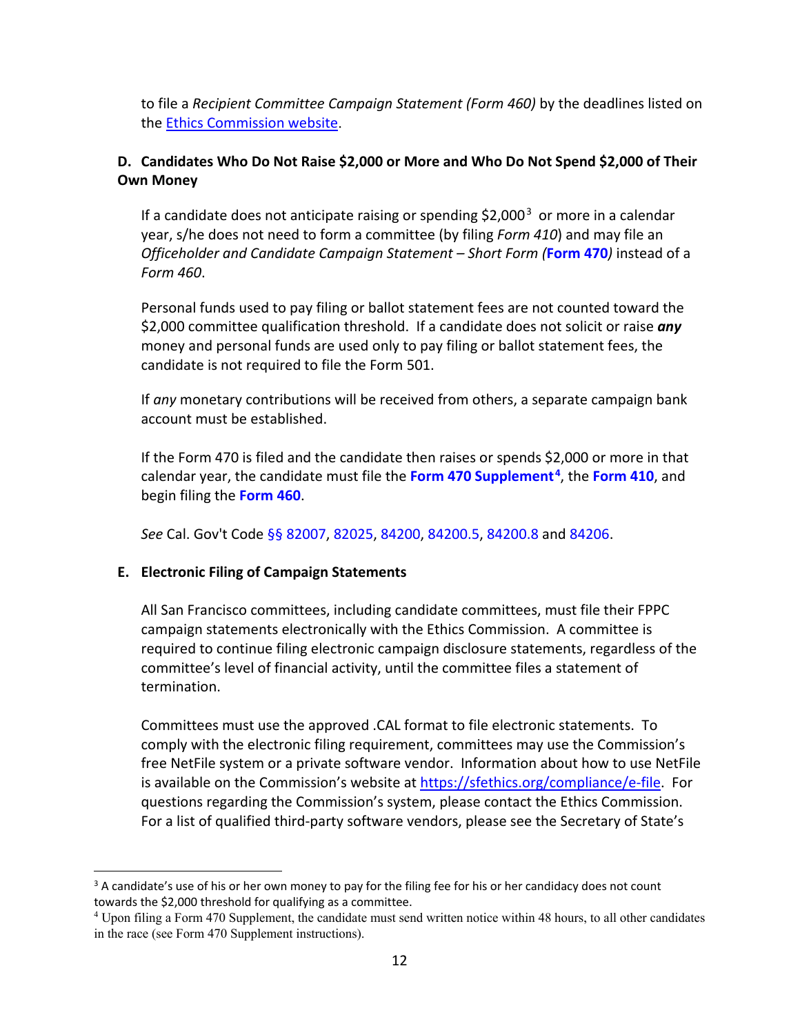to file a *Recipient Committee Campaign Statement (Form 460)* by the deadlines listed on the [Ethics Commission website](#).

### D. Candidates Who Do Not Raise $2,000 or More and Who Do Not Spend $2,000 of Their Own Money

If a candidate does not anticipate raising or spending $2,000[3] or more in a calendar year, s/he does not need to form a committee (by filing *Form 410*) and may file an *Officeholder and Candidate Campaign Statement – Short Form (***Form 470***)* instead of a *Form 460*.

Personal funds used to pay filing or ballot statement fees are not counted toward the $2,000 committee qualification threshold. If a candidate does not solicit or raise ***any*** money and personal funds are used only to pay filing or ballot statement fees, the candidate is not required to file the Form 501.

If *any* monetary contributions will be received from others, a separate campaign bank account must be established.

If the Form 470 is filed and the candidate then raises or spends $2,000 or more in that calendar year, the candidate must file the **Form 470 Supplement**[4], the **Form 410**, and begin filing the **Form 460**.

*See* Cal. Gov't Code §§ 82007, 82025, 84200, 84200.5, 84200.8 and 84206.

### E. Electronic Filing of Campaign Statements

All San Francisco committees, including candidate committees, must file their FPPC campaign statements electronically with the Ethics Commission. A committee is required to continue filing electronic campaign disclosure statements, regardless of the committee's level of financial activity, until the committee files a statement of termination.

Committees must use the approved .CAL format to file electronic statements. To comply with the electronic filing requirement, committees may use the Commission's free NetFile system or a private software vendor. Information about how to use NetFile is available on the Commission's website at [https://sfethics.org/compliance/e-file](https://sfethics.org/compliance/e-file). For questions regarding the Commission's system, please contact the Ethics Commission. For a list of qualified third-party software vendors, please see the Secretary of State's

---

[3] A candidate's use of his or her own money to pay for the filing fee for his or her candidacy does not count towards the $2,000 threshold for qualifying as a committee.

[4] Upon filing a Form 470 Supplement, the candidate must send written notice within 48 hours, to all other candidates in the race (see Form 470 Supplement instructions).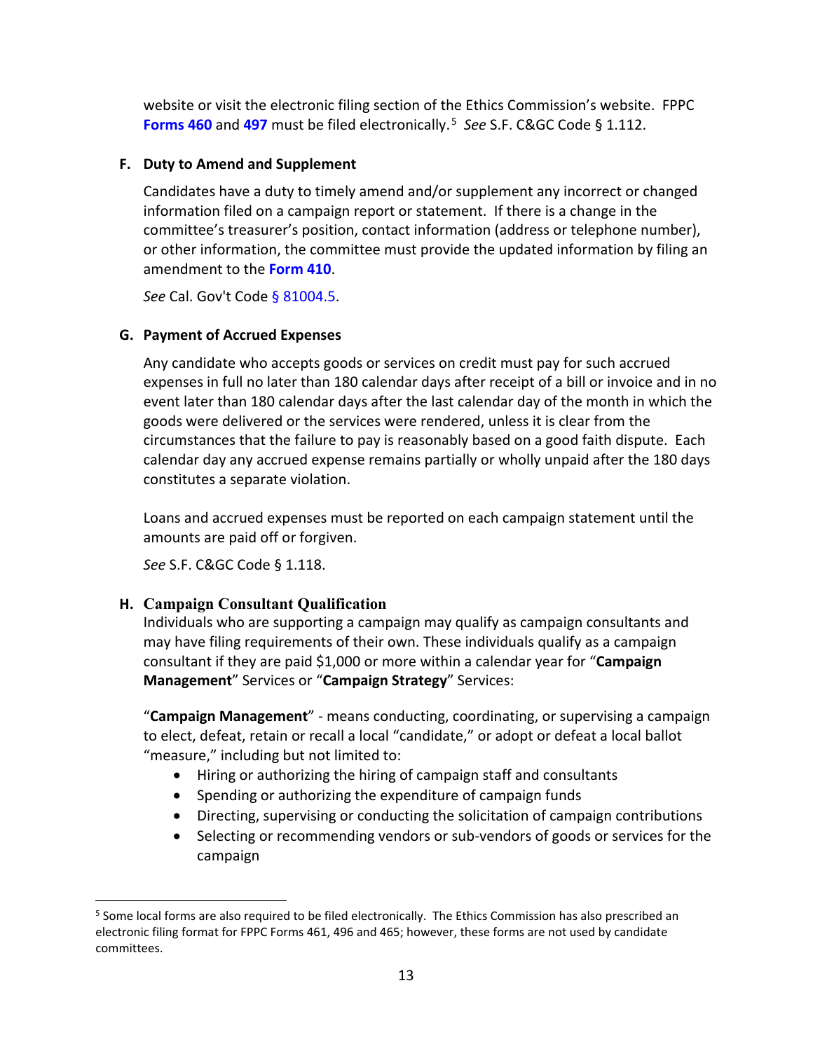website or visit the electronic filing section of the Ethics Commission's website. FPPC **Forms 460** and **497** must be filed electronically.[5] *See* S.F. C&GC Code § 1.112.

### F. Duty to Amend and Supplement

Candidates have a duty to timely amend and/or supplement any incorrect or changed information filed on a campaign report or statement. If there is a change in the committee's treasurer's position, contact information (address or telephone number), or other information, the committee must provide the updated information by filing an amendment to the **Form 410**.

*See* Cal. Gov't Code § 81004.5.

### G. Payment of Accrued Expenses

Any candidate who accepts goods or services on credit must pay for such accrued expenses in full no later than 180 calendar days after receipt of a bill or invoice and in no event later than 180 calendar days after the last calendar day of the month in which the goods were delivered or the services were rendered, unless it is clear from the circumstances that the failure to pay is reasonably based on a good faith dispute. Each calendar day any accrued expense remains partially or wholly unpaid after the 180 days constitutes a separate violation.

Loans and accrued expenses must be reported on each campaign statement until the amounts are paid off or forgiven.

*See* S.F. C&GC Code § 1.118.

### H. Campaign Consultant Qualification

Individuals who are supporting a campaign may qualify as campaign consultants and may have filing requirements of their own. These individuals qualify as a campaign consultant if they are paid $1,000 or more within a calendar year for "**Campaign Management**" Services or "**Campaign Strategy**" Services:

"**Campaign Management**" - means conducting, coordinating, or supervising a campaign to elect, defeat, retain or recall a local "candidate," or adopt or defeat a local ballot "measure," including but not limited to:

- Hiring or authorizing the hiring of campaign staff and consultants
- Spending or authorizing the expenditure of campaign funds
- Directing, supervising or conducting the solicitation of campaign contributions
- Selecting or recommending vendors or sub-vendors of goods or services for the campaign

---

[5] Some local forms are also required to be filed electronically. The Ethics Commission has also prescribed an electronic filing format for FPPC Forms 461, 496 and 465; however, these forms are not used by candidate committees.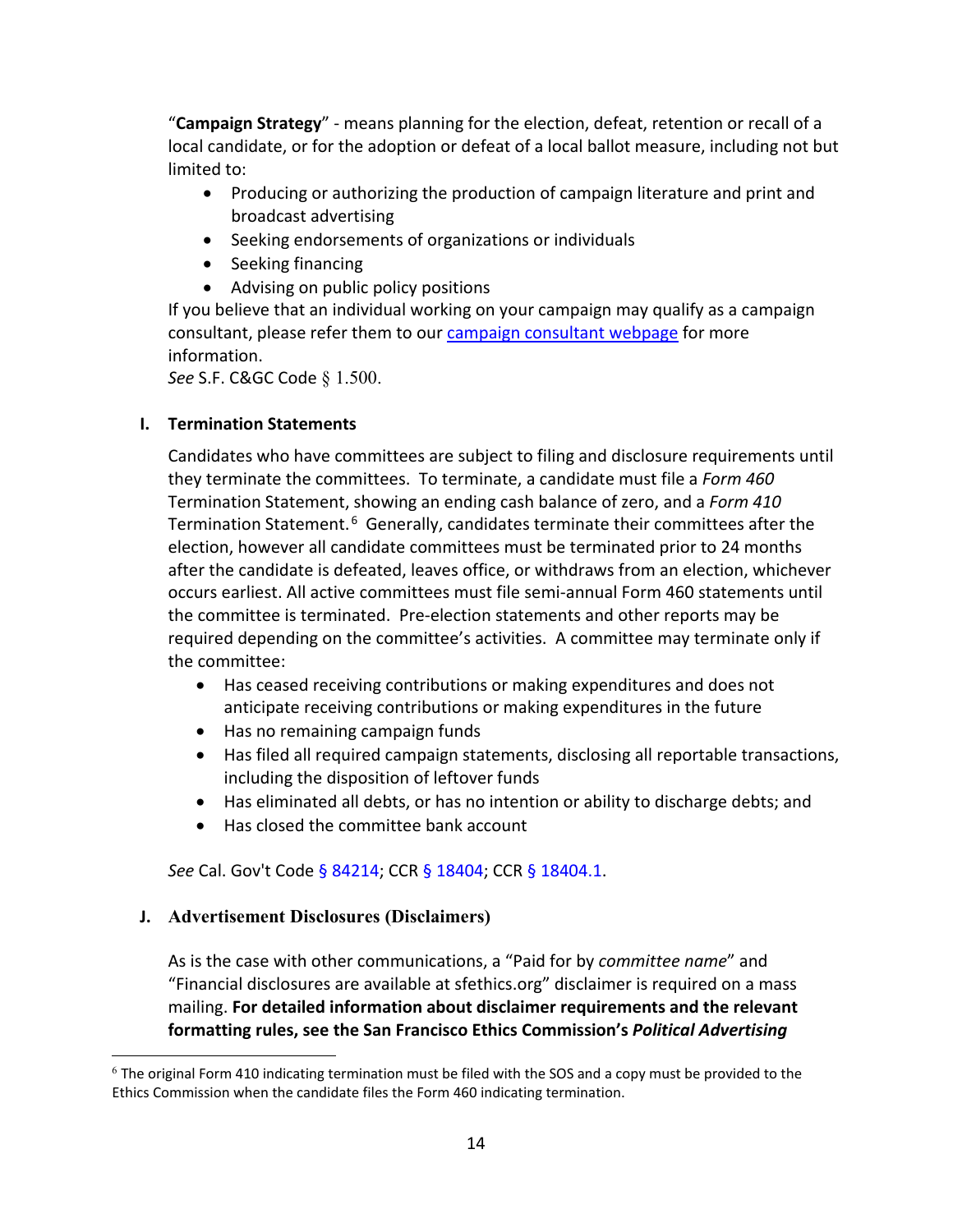"**Campaign Strategy**" - means planning for the election, defeat, retention or recall of a local candidate, or for the adoption or defeat of a local ballot measure, including not but limited to:

- Producing or authorizing the production of campaign literature and print and broadcast advertising
- Seeking endorsements of organizations or individuals
- Seeking financing
- Advising on public policy positions

If you believe that an individual working on your campaign may qualify as a campaign consultant, please refer them to our campaign consultant webpage for more information.
*See* S.F. C&GC Code § 1.500.

### I. Termination Statements

Candidates who have committees are subject to filing and disclosure requirements until they terminate the committees. To terminate, a candidate must file a *Form 460* Termination Statement, showing an ending cash balance of zero, and a *Form 410* Termination Statement.[6] Generally, candidates terminate their committees after the election, however all candidate committees must be terminated prior to 24 months after the candidate is defeated, leaves office, or withdraws from an election, whichever occurs earliest. All active committees must file semi-annual Form 460 statements until the committee is terminated. Pre-election statements and other reports may be required depending on the committee's activities. A committee may terminate only if the committee:

- Has ceased receiving contributions or making expenditures and does not anticipate receiving contributions or making expenditures in the future
- Has no remaining campaign funds
- Has filed all required campaign statements, disclosing all reportable transactions, including the disposition of leftover funds
- Has eliminated all debts, or has no intention or ability to discharge debts; and
- Has closed the committee bank account

*See* Cal. Gov't Code § 84214; CCR § 18404; CCR § 18404.1.

### J. Advertisement Disclosures (Disclaimers)

As is the case with other communications, a "Paid for by *committee name*" and "Financial disclosures are available at sfethics.org" disclaimer is required on a mass mailing. **For detailed information about disclaimer requirements and the relevant formatting rules, see the San Francisco Ethics Commission's *Political Advertising***

[6] The original Form 410 indicating termination must be filed with the SOS and a copy must be provided to the Ethics Commission when the candidate files the Form 460 indicating termination.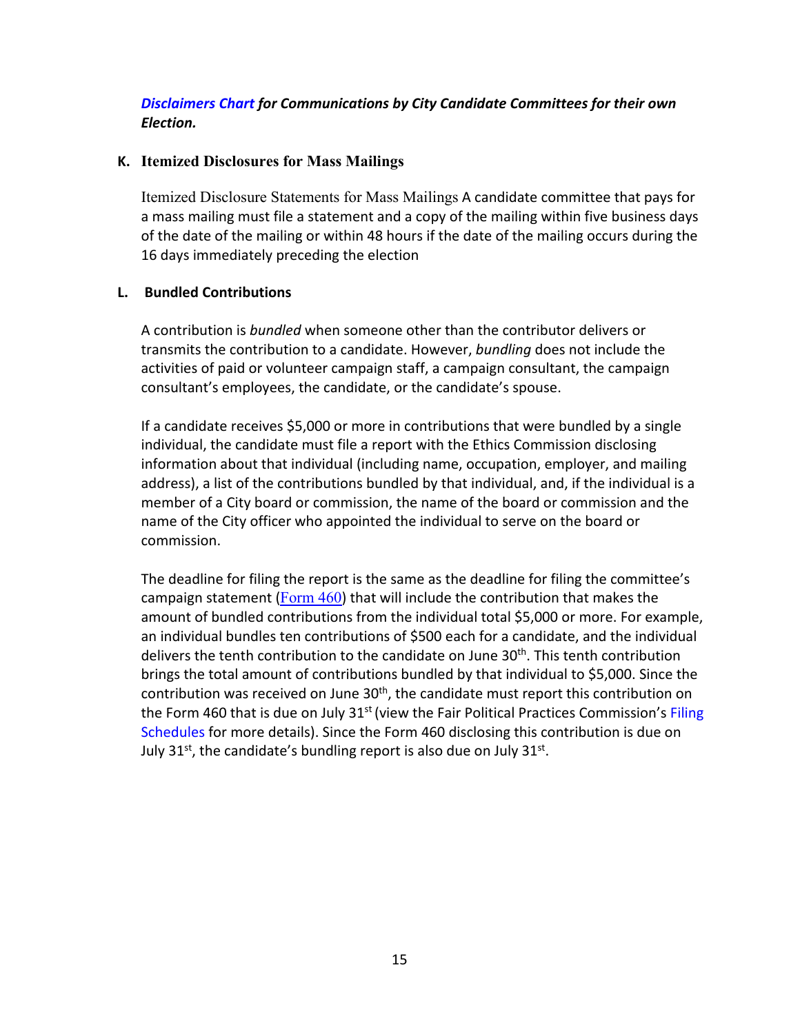***Disclaimers Chart* for Communications by City Candidate Committees for their own Election.**

### K. Itemized Disclosures for Mass Mailings

Itemized Disclosure Statements for Mass Mailings A candidate committee that pays for a mass mailing must file a statement and a copy of the mailing within five business days of the date of the mailing or within 48 hours if the date of the mailing occurs during the 16 days immediately preceding the election

### L. Bundled Contributions

A contribution is *bundled* when someone other than the contributor delivers or transmits the contribution to a candidate. However, *bundling* does not include the activities of paid or volunteer campaign staff, a campaign consultant, the campaign consultant's employees, the candidate, or the candidate's spouse.

If a candidate receives $5,000 or more in contributions that were bundled by a single individual, the candidate must file a report with the Ethics Commission disclosing information about that individual (including name, occupation, employer, and mailing address), a list of the contributions bundled by that individual, and, if the individual is a member of a City board or commission, the name of the board or commission and the name of the City officer who appointed the individual to serve on the board or commission.

The deadline for filing the report is the same as the deadline for filing the committee's campaign statement (Form 460) that will include the contribution that makes the amount of bundled contributions from the individual total $5,000 or more. For example, an individual bundles ten contributions of $500 each for a candidate, and the individual delivers the tenth contribution to the candidate on June 30th. This tenth contribution brings the total amount of contributions bundled by that individual to $5,000. Since the contribution was received on June 30th, the candidate must report this contribution on the Form 460 that is due on July 31st (view the Fair Political Practices Commission's Filing Schedules for more details). Since the Form 460 disclosing this contribution is due on July 31st, the candidate's bundling report is also due on July 31st.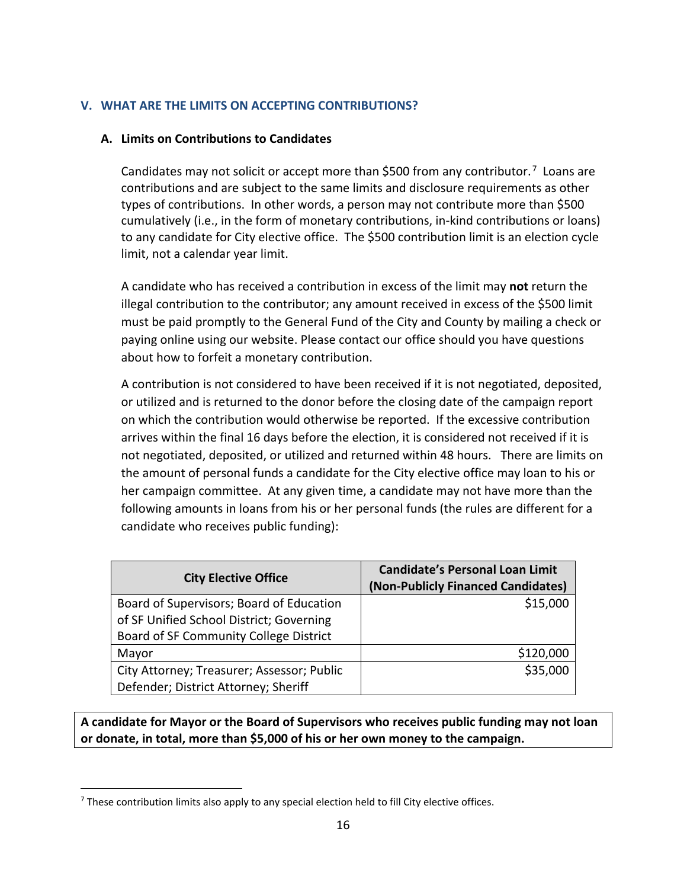## V. WHAT ARE THE LIMITS ON ACCEPTING CONTRIBUTIONS?

### A. Limits on Contributions to Candidates

Candidates may not solicit or accept more than $500 from any contributor.[7] Loans are contributions and are subject to the same limits and disclosure requirements as other types of contributions. In other words, a person may not contribute more than $500 cumulatively (i.e., in the form of monetary contributions, in-kind contributions or loans) to any candidate for City elective office. The $500 contribution limit is an election cycle limit, not a calendar year limit.

A candidate who has received a contribution in excess of the limit may **not** return the illegal contribution to the contributor; any amount received in excess of the $500 limit must be paid promptly to the General Fund of the City and County by mailing a check or paying online using our website. Please contact our office should you have questions about how to forfeit a monetary contribution.

A contribution is not considered to have been received if it is not negotiated, deposited, or utilized and is returned to the donor before the closing date of the campaign report on which the contribution would otherwise be reported. If the excessive contribution arrives within the final 16 days before the election, it is considered not received if it is not negotiated, deposited, or utilized and returned within 48 hours. There are limits on the amount of personal funds a candidate for the City elective office may loan to his or her campaign committee. At any given time, a candidate may not have more than the following amounts in loans from his or her personal funds (the rules are different for a candidate who receives public funding):

| City Elective Office | Candidate's Personal Loan Limit (Non-Publicly Financed Candidates) |
|---|---:|
| Board of Supervisors; Board of Education of SF Unified School District; Governing Board of SF Community College District | $15,000 |
| Mayor | $120,000 |
| City Attorney; Treasurer; Assessor; Public Defender; District Attorney; Sheriff | $35,000 |

**A candidate for Mayor or the Board of Supervisors who receives public funding may not loan or donate, in total, more than $5,000 of his or her own money to the campaign.**

[7] These contribution limits also apply to any special election held to fill City elective offices.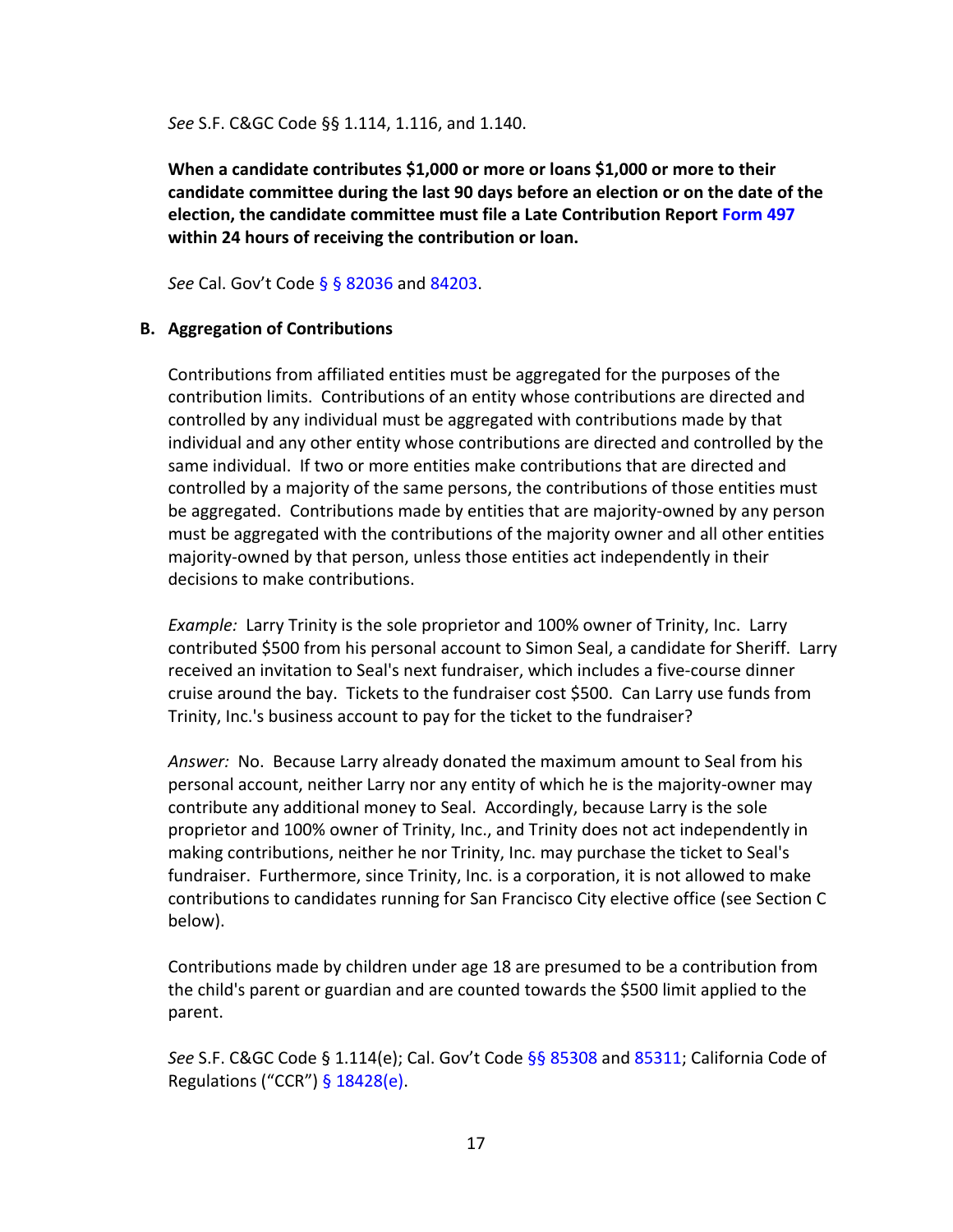*See* S.F. C&GC Code §§ 1.114, 1.116, and 1.140.

**When a candidate contributes $1,000 or more or loans $1,000 or more to their candidate committee during the last 90 days before an election or on the date of the election, the candidate committee must file a Late Contribution Report Form 497 within 24 hours of receiving the contribution or loan.**

*See* Cal. Gov't Code § § 82036 and 84203.

### B. Aggregation of Contributions

Contributions from affiliated entities must be aggregated for the purposes of the contribution limits. Contributions of an entity whose contributions are directed and controlled by any individual must be aggregated with contributions made by that individual and any other entity whose contributions are directed and controlled by the same individual. If two or more entities make contributions that are directed and controlled by a majority of the same persons, the contributions of those entities must be aggregated. Contributions made by entities that are majority-owned by any person must be aggregated with the contributions of the majority owner and all other entities majority-owned by that person, unless those entities act independently in their decisions to make contributions.

*Example:* Larry Trinity is the sole proprietor and 100% owner of Trinity, Inc. Larry contributed $500 from his personal account to Simon Seal, a candidate for Sheriff. Larry received an invitation to Seal's next fundraiser, which includes a five-course dinner cruise around the bay. Tickets to the fundraiser cost $500. Can Larry use funds from Trinity, Inc.'s business account to pay for the ticket to the fundraiser?

*Answer:* No. Because Larry already donated the maximum amount to Seal from his personal account, neither Larry nor any entity of which he is the majority-owner may contribute any additional money to Seal. Accordingly, because Larry is the sole proprietor and 100% owner of Trinity, Inc., and Trinity does not act independently in making contributions, neither he nor Trinity, Inc. may purchase the ticket to Seal's fundraiser. Furthermore, since Trinity, Inc. is a corporation, it is not allowed to make contributions to candidates running for San Francisco City elective office (see Section C below).

Contributions made by children under age 18 are presumed to be a contribution from the child's parent or guardian and are counted towards the $500 limit applied to the parent.

*See* S.F. C&GC Code § 1.114(e); Cal. Gov't Code §§ 85308 and 85311; California Code of Regulations ("CCR") § 18428(e).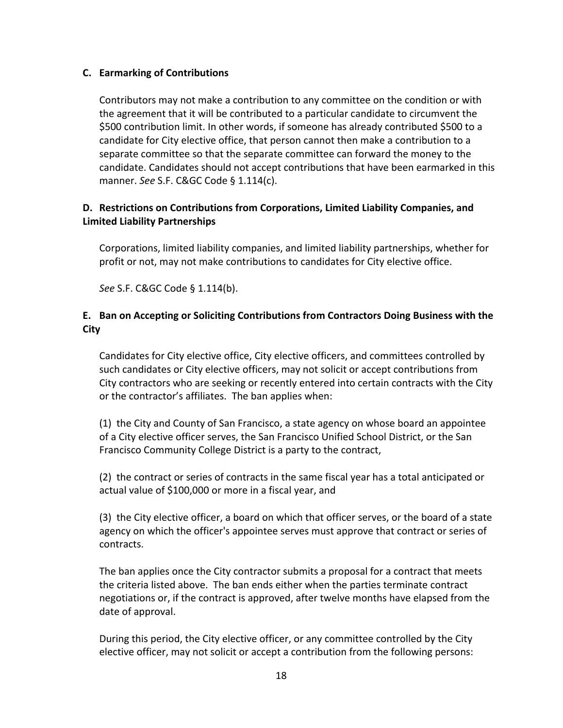### C. Earmarking of Contributions

Contributors may not make a contribution to any committee on the condition or with the agreement that it will be contributed to a particular candidate to circumvent the $500 contribution limit. In other words, if someone has already contributed $500 to a candidate for City elective office, that person cannot then make a contribution to a separate committee so that the separate committee can forward the money to the candidate. Candidates should not accept contributions that have been earmarked in this manner. *See* S.F. C&GC Code § 1.114(c).

### D. Restrictions on Contributions from Corporations, Limited Liability Companies, and Limited Liability Partnerships

Corporations, limited liability companies, and limited liability partnerships, whether for profit or not, may not make contributions to candidates for City elective office.

*See* S.F. C&GC Code § 1.114(b).

### E. Ban on Accepting or Soliciting Contributions from Contractors Doing Business with the City

Candidates for City elective office, City elective officers, and committees controlled by such candidates or City elective officers, may not solicit or accept contributions from City contractors who are seeking or recently entered into certain contracts with the City or the contractor's affiliates. The ban applies when:

(1) the City and County of San Francisco, a state agency on whose board an appointee of a City elective officer serves, the San Francisco Unified School District, or the San Francisco Community College District is a party to the contract,

(2) the contract or series of contracts in the same fiscal year has a total anticipated or actual value of $100,000 or more in a fiscal year, and

(3) the City elective officer, a board on which that officer serves, or the board of a state agency on which the officer's appointee serves must approve that contract or series of contracts.

The ban applies once the City contractor submits a proposal for a contract that meets the criteria listed above. The ban ends either when the parties terminate contract negotiations or, if the contract is approved, after twelve months have elapsed from the date of approval.

During this period, the City elective officer, or any committee controlled by the City elective officer, may not solicit or accept a contribution from the following persons: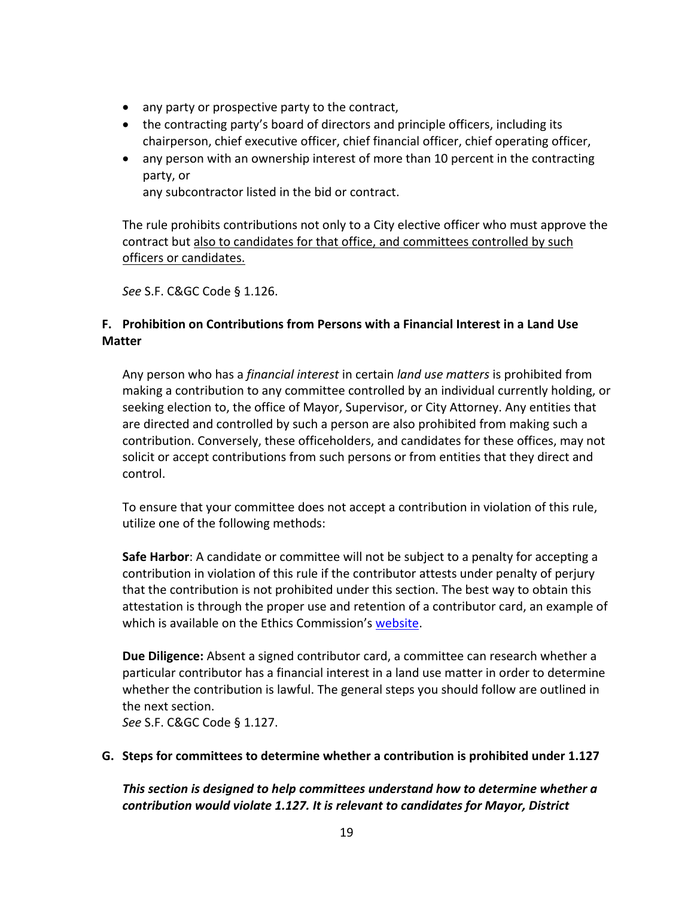- any party or prospective party to the contract,
- the contracting party's board of directors and principle officers, including its chairperson, chief executive officer, chief financial officer, chief operating officer,
- any person with an ownership interest of more than 10 percent in the contracting party, or
  any subcontractor listed in the bid or contract.

The rule prohibits contributions not only to a City elective officer who must approve the contract but <u>also to candidates for that office, and committees controlled by such officers or candidates.</u>

*See* S.F. C&GC Code § 1.126.

### F. Prohibition on Contributions from Persons with a Financial Interest in a Land Use Matter

Any person who has a *financial interest* in certain *land use matters* is prohibited from making a contribution to any committee controlled by an individual currently holding, or seeking election to, the office of Mayor, Supervisor, or City Attorney. Any entities that are directed and controlled by such a person are also prohibited from making such a contribution. Conversely, these officeholders, and candidates for these offices, may not solicit or accept contributions from such persons or from entities that they direct and control.

To ensure that your committee does not accept a contribution in violation of this rule, utilize one of the following methods:

**Safe Harbor**: A candidate or committee will not be subject to a penalty for accepting a contribution in violation of this rule if the contributor attests under penalty of perjury that the contribution is not prohibited under this section. The best way to obtain this attestation is through the proper use and retention of a contributor card, an example of which is available on the Ethics Commission's website.

**Due Diligence:** Absent a signed contributor card, a committee can research whether a particular contributor has a financial interest in a land use matter in order to determine whether the contribution is lawful. The general steps you should follow are outlined in the next section.
*See* S.F. C&GC Code § 1.127.

### G. Steps for committees to determine whether a contribution is prohibited under 1.127

***This section is designed to help committees understand how to determine whether a contribution would violate 1.127. It is relevant to candidates for Mayor, District***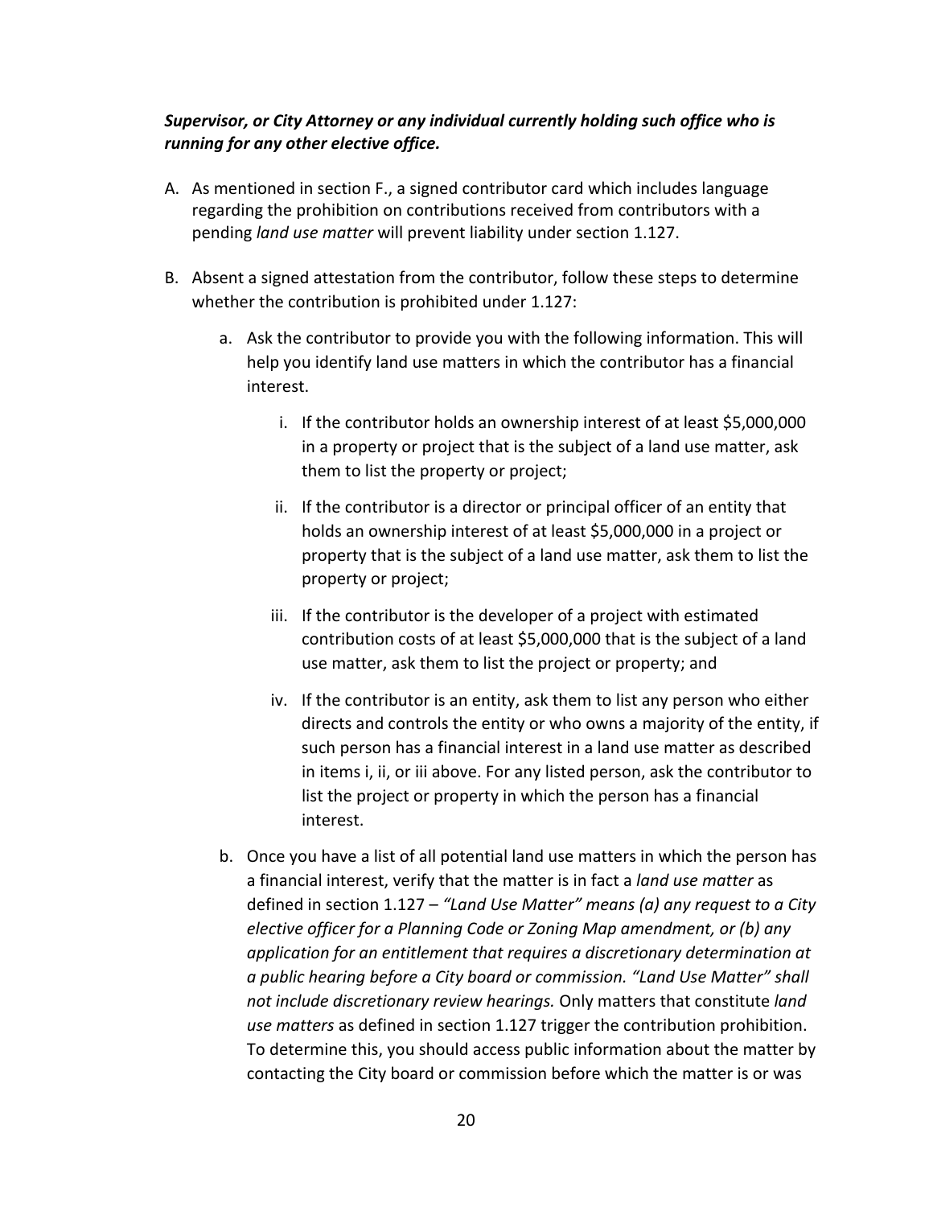***Supervisor, or City Attorney or any individual currently holding such office who is running for any other elective office.***

A. As mentioned in section F., a signed contributor card which includes language regarding the prohibition on contributions received from contributors with a pending *land use matter* will prevent liability under section 1.127.

B. Absent a signed attestation from the contributor, follow these steps to determine whether the contribution is prohibited under 1.127:

   a. Ask the contributor to provide you with the following information. This will help you identify land use matters in which the contributor has a financial interest.

      i. If the contributor holds an ownership interest of at least $5,000,000 in a property or project that is the subject of a land use matter, ask them to list the property or project;

      ii. If the contributor is a director or principal officer of an entity that holds an ownership interest of at least $5,000,000 in a project or property that is the subject of a land use matter, ask them to list the property or project;

      iii. If the contributor is the developer of a project with estimated contribution costs of at least $5,000,000 that is the subject of a land use matter, ask them to list the project or property; and

      iv. If the contributor is an entity, ask them to list any person who either directs and controls the entity or who owns a majority of the entity, if such person has a financial interest in a land use matter as described in items i, ii, or iii above. For any listed person, ask the contributor to list the project or property in which the person has a financial interest.

   b. Once you have a list of all potential land use matters in which the person has a financial interest, verify that the matter is in fact a *land use matter* as defined in section 1.127 – *"Land Use Matter" means (a) any request to a City elective officer for a Planning Code or Zoning Map amendment, or (b) any application for an entitlement that requires a discretionary determination at a public hearing before a City board or commission. "Land Use Matter" shall not include discretionary review hearings.* Only matters that constitute *land use matters* as defined in section 1.127 trigger the contribution prohibition. To determine this, you should access public information about the matter by contacting the City board or commission before which the matter is or was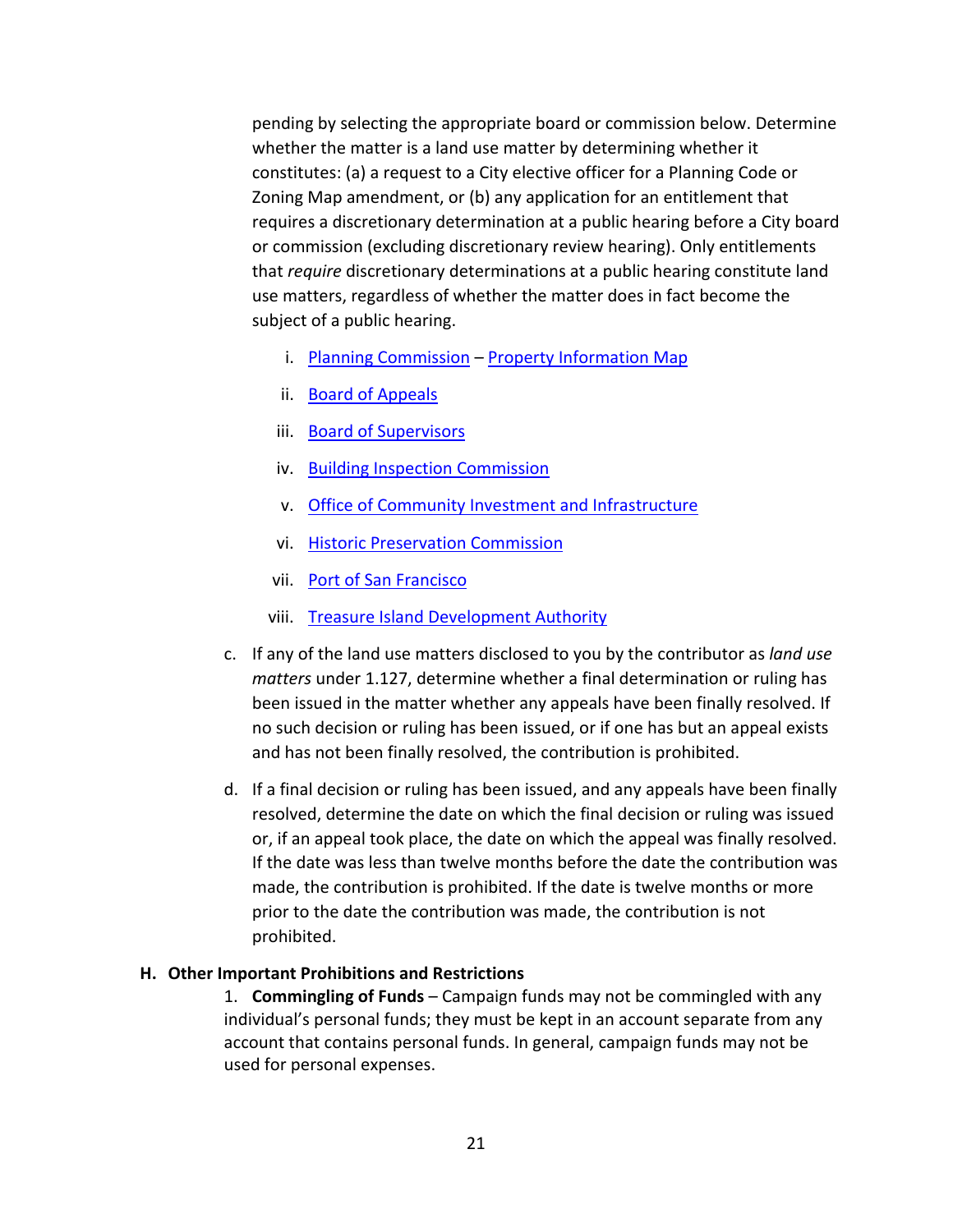pending by selecting the appropriate board or commission below. Determine whether the matter is a land use matter by determining whether it constitutes: (a) a request to a City elective officer for a Planning Code or Zoning Map amendment, or (b) any application for an entitlement that requires a discretionary determination at a public hearing before a City board or commission (excluding discretionary review hearing). Only entitlements that *require* discretionary determinations at a public hearing constitute land use matters, regardless of whether the matter does in fact become the subject of a public hearing.

   i. Planning Commission – Property Information Map
   ii. Board of Appeals
   iii. Board of Supervisors
   iv. Building Inspection Commission
   v. Office of Community Investment and Infrastructure
   vi. Historic Preservation Commission
   vii. Port of San Francisco
   viii. Treasure Island Development Authority

c. If any of the land use matters disclosed to you by the contributor as *land use matters* under 1.127, determine whether a final determination or ruling has been issued in the matter whether any appeals have been finally resolved. If no such decision or ruling has been issued, or if one has but an appeal exists and has not been finally resolved, the contribution is prohibited.

d. If a final decision or ruling has been issued, and any appeals have been finally resolved, determine the date on which the final decision or ruling was issued or, if an appeal took place, the date on which the appeal was finally resolved. If the date was less than twelve months before the date the contribution was made, the contribution is prohibited. If the date is twelve months or more prior to the date the contribution was made, the contribution is not prohibited.

### H. Other Important Prohibitions and Restrictions

1. **Commingling of Funds** – Campaign funds may not be commingled with any individual's personal funds; they must be kept in an account separate from any account that contains personal funds. In general, campaign funds may not be used for personal expenses.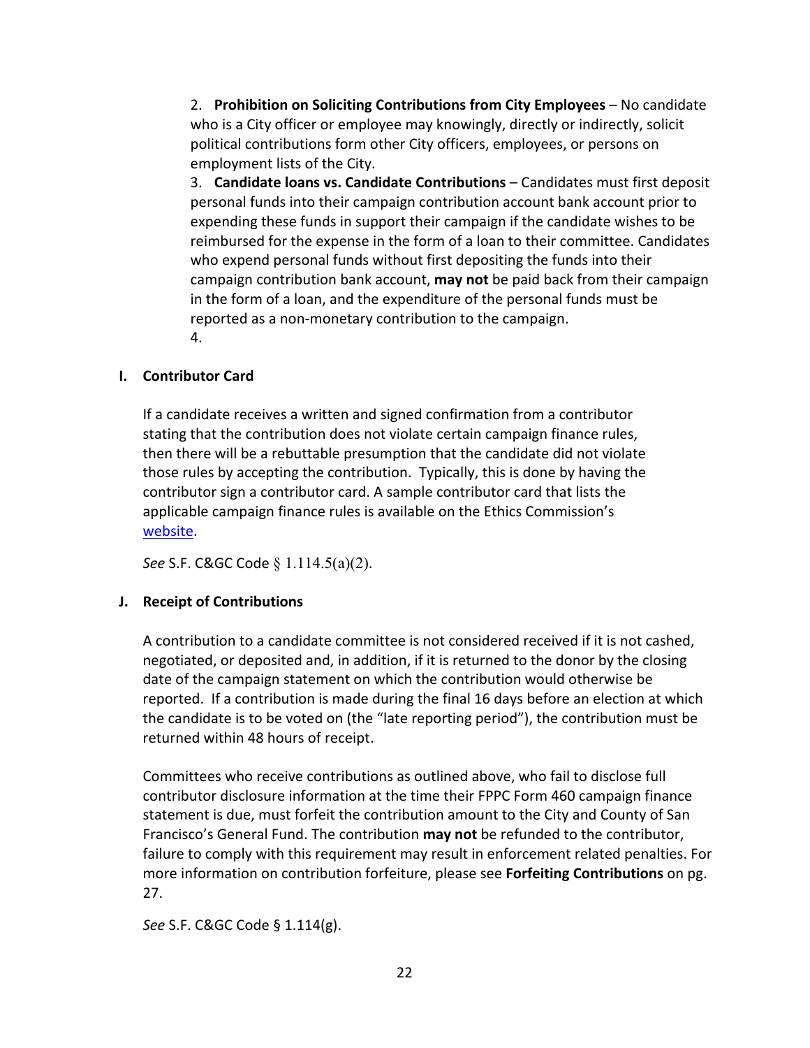2. **Prohibition on Soliciting Contributions from City Employees** – No candidate who is a City officer or employee may knowingly, directly or indirectly, solicit political contributions form other City officers, employees, or persons on employment lists of the City.
3. **Candidate loans vs. Candidate Contributions** – Candidates must first deposit personal funds into their campaign contribution account bank account prior to expending these funds in support their campaign if the candidate wishes to be reimbursed for the expense in the form of a loan to their committee. Candidates who expend personal funds without first depositing the funds into their campaign contribution bank account, **may not** be paid back from their campaign in the form of a loan, and the expenditure of the personal funds must be reported as a non-monetary contribution to the campaign.
4.

### I. Contributor Card

If a candidate receives a written and signed confirmation from a contributor stating that the contribution does not violate certain campaign finance rules, then there will be a rebuttable presumption that the candidate did not violate those rules by accepting the contribution. Typically, this is done by having the contributor sign a contributor card. A sample contributor card that lists the applicable campaign finance rules is available on the Ethics Commission's website.

*See* S.F. C&GC Code § 1.114.5(a)(2).

### J. Receipt of Contributions

A contribution to a candidate committee is not considered received if it is not cashed, negotiated, or deposited and, in addition, if it is returned to the donor by the closing date of the campaign statement on which the contribution would otherwise be reported. If a contribution is made during the final 16 days before an election at which the candidate is to be voted on (the "late reporting period"), the contribution must be returned within 48 hours of receipt.

Committees who receive contributions as outlined above, who fail to disclose full contributor disclosure information at the time their FPPC Form 460 campaign finance statement is due, must forfeit the contribution amount to the City and County of San Francisco's General Fund. The contribution **may not** be refunded to the contributor, failure to comply with this requirement may result in enforcement related penalties. For more information on contribution forfeiture, please see **Forfeiting Contributions** on pg. 27.

*See* S.F. C&GC Code § 1.114(g).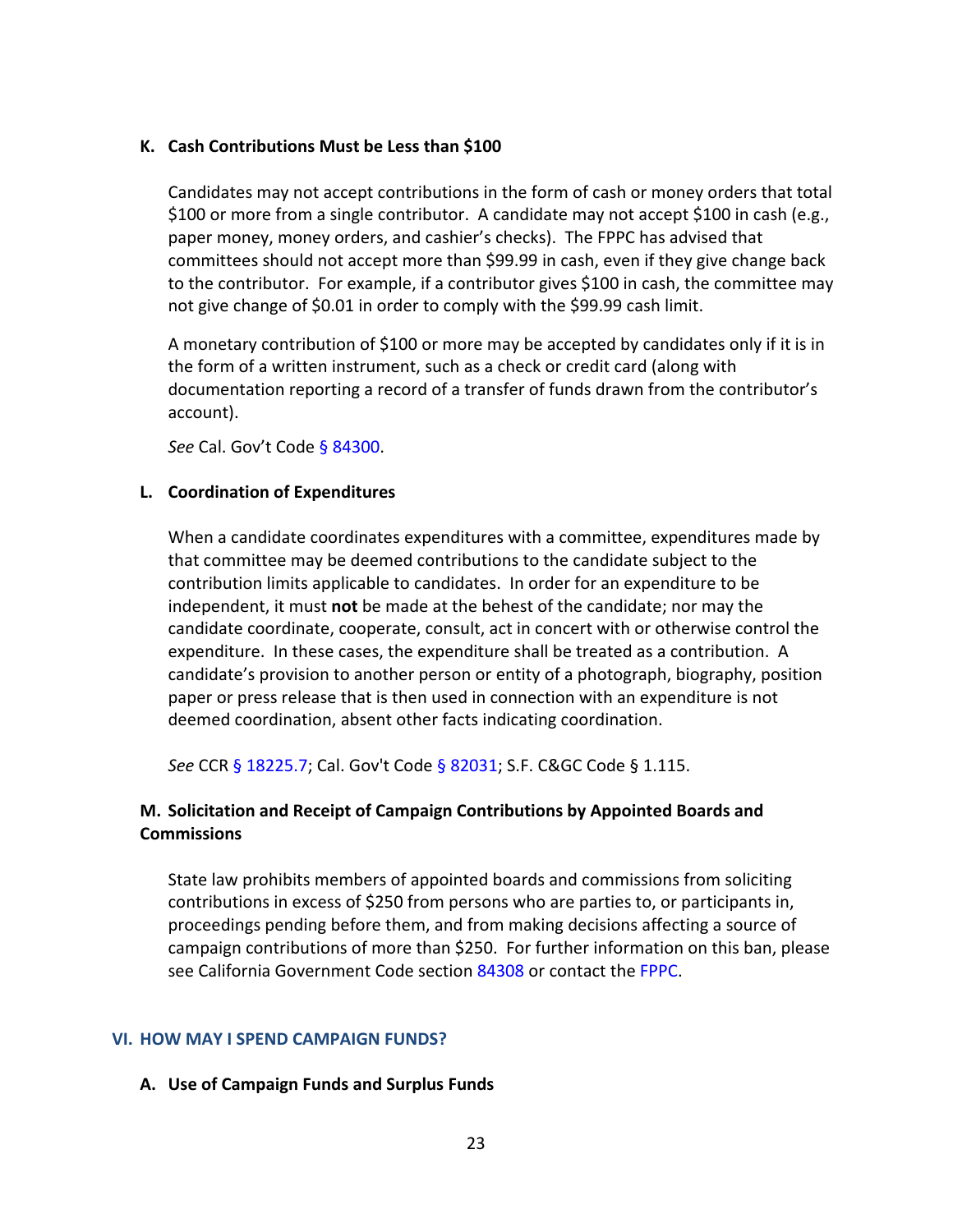### K. Cash Contributions Must be Less than $100

Candidates may not accept contributions in the form of cash or money orders that total $100 or more from a single contributor. A candidate may not accept $100 in cash (e.g., paper money, money orders, and cashier's checks). The FPPC has advised that committees should not accept more than $99.99 in cash, even if they give change back to the contributor. For example, if a contributor gives $100 in cash, the committee may not give change of $0.01 in order to comply with the $99.99 cash limit.

A monetary contribution of $100 or more may be accepted by candidates only if it is in the form of a written instrument, such as a check or credit card (along with documentation reporting a record of a transfer of funds drawn from the contributor's account).

*See* Cal. Gov't Code § 84300.

### L. Coordination of Expenditures

When a candidate coordinates expenditures with a committee, expenditures made by that committee may be deemed contributions to the candidate subject to the contribution limits applicable to candidates. In order for an expenditure to be independent, it must **not** be made at the behest of the candidate; nor may the candidate coordinate, cooperate, consult, act in concert with or otherwise control the expenditure. In these cases, the expenditure shall be treated as a contribution. A candidate's provision to another person or entity of a photograph, biography, position paper or press release that is then used in connection with an expenditure is not deemed coordination, absent other facts indicating coordination.

*See* CCR § 18225.7; Cal. Gov't Code § 82031; S.F. C&GC Code § 1.115.

### M. Solicitation and Receipt of Campaign Contributions by Appointed Boards and Commissions

State law prohibits members of appointed boards and commissions from soliciting contributions in excess of $250 from persons who are parties to, or participants in, proceedings pending before them, and from making decisions affecting a source of campaign contributions of more than $250. For further information on this ban, please see California Government Code section 84308 or contact the FPPC.

## VI. HOW MAY I SPEND CAMPAIGN FUNDS?

### A. Use of Campaign Funds and Surplus Funds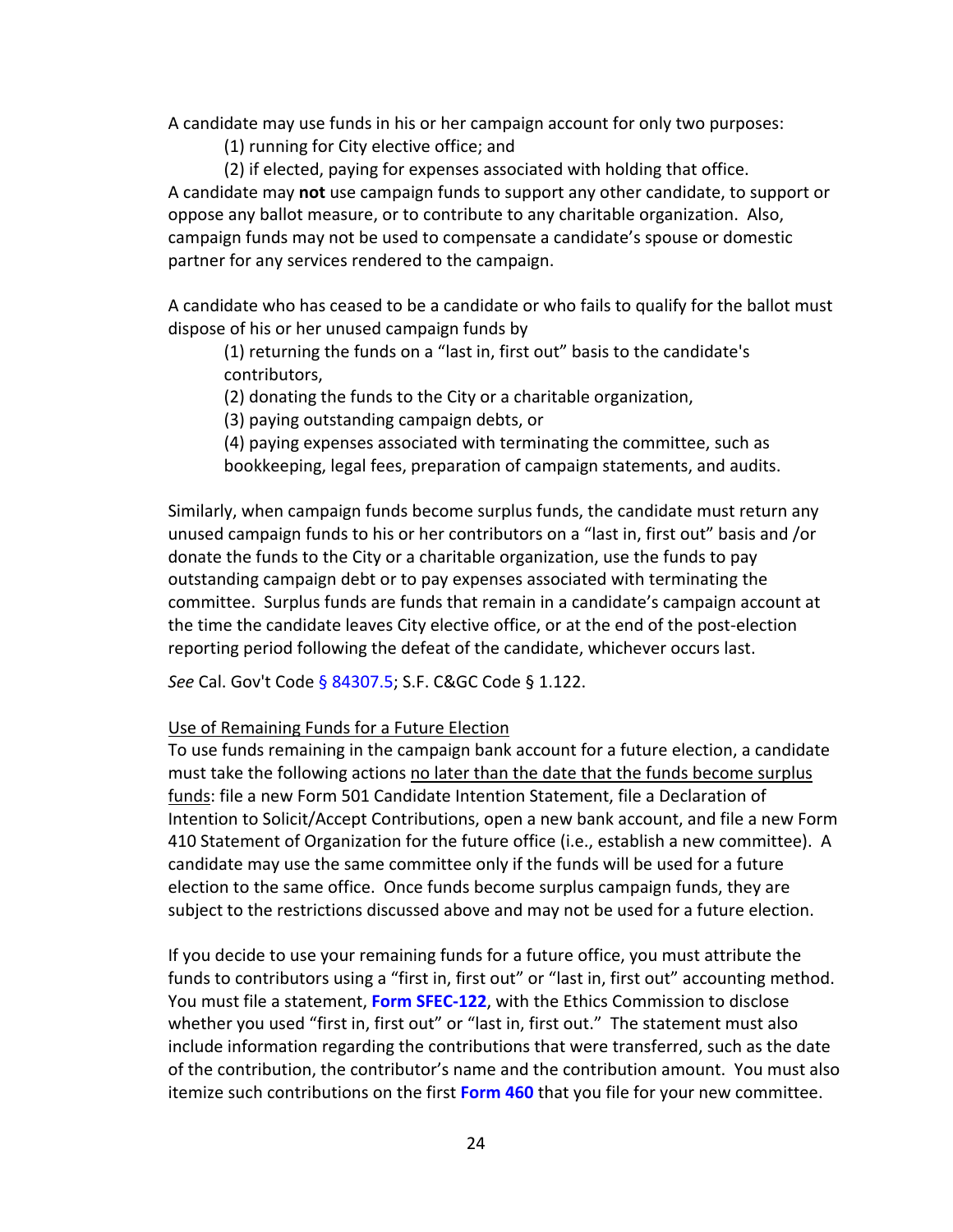A candidate may use funds in his or her campaign account for only two purposes:

(1) running for City elective office; and

(2) if elected, paying for expenses associated with holding that office.

A candidate may **not** use campaign funds to support any other candidate, to support or oppose any ballot measure, or to contribute to any charitable organization. Also, campaign funds may not be used to compensate a candidate's spouse or domestic partner for any services rendered to the campaign.

A candidate who has ceased to be a candidate or who fails to qualify for the ballot must dispose of his or her unused campaign funds by

(1) returning the funds on a "last in, first out" basis to the candidate's contributors,

(2) donating the funds to the City or a charitable organization,

(3) paying outstanding campaign debts, or

(4) paying expenses associated with terminating the committee, such as bookkeeping, legal fees, preparation of campaign statements, and audits.

Similarly, when campaign funds become surplus funds, the candidate must return any unused campaign funds to his or her contributors on a "last in, first out" basis and /or donate the funds to the City or a charitable organization, use the funds to pay outstanding campaign debt or to pay expenses associated with terminating the committee. Surplus funds are funds that remain in a candidate's campaign account at the time the candidate leaves City elective office, or at the end of the post-election reporting period following the defeat of the candidate, whichever occurs last.

*See* Cal. Gov't Code § 84307.5; S.F. C&GC Code § 1.122.

Use of Remaining Funds for a Future Election

To use funds remaining in the campaign bank account for a future election, a candidate must take the following actions no later than the date that the funds become surplus funds: file a new Form 501 Candidate Intention Statement, file a Declaration of Intention to Solicit/Accept Contributions, open a new bank account, and file a new Form 410 Statement of Organization for the future office (i.e., establish a new committee). A candidate may use the same committee only if the funds will be used for a future election to the same office. Once funds become surplus campaign funds, they are subject to the restrictions discussed above and may not be used for a future election.

If you decide to use your remaining funds for a future office, you must attribute the funds to contributors using a "first in, first out" or "last in, first out" accounting method. You must file a statement, **Form SFEC-122**, with the Ethics Commission to disclose whether you used "first in, first out" or "last in, first out." The statement must also include information regarding the contributions that were transferred, such as the date of the contribution, the contributor's name and the contribution amount. You must also itemize such contributions on the first **Form 460** that you file for your new committee.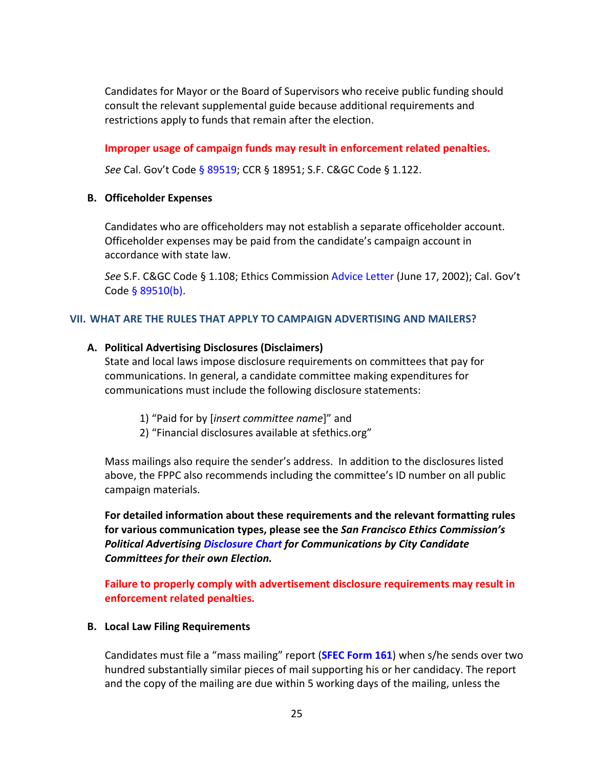Candidates for Mayor or the Board of Supervisors who receive public funding should consult the relevant supplemental guide because additional requirements and restrictions apply to funds that remain after the election.

**Improper usage of campaign funds may result in enforcement related penalties.**

*See* Cal. Gov't Code § 89519; CCR § 18951; S.F. C&GC Code § 1.122.

### B. Officeholder Expenses

Candidates who are officeholders may not establish a separate officeholder account. Officeholder expenses may be paid from the candidate's campaign account in accordance with state law.

*See* S.F. C&GC Code § 1.108; Ethics Commission Advice Letter (June 17, 2002); Cal. Gov't Code § 89510(b).

## VII. WHAT ARE THE RULES THAT APPLY TO CAMPAIGN ADVERTISING AND MAILERS?

### A. Political Advertising Disclosures (Disclaimers)

State and local laws impose disclosure requirements on committees that pay for communications. In general, a candidate committee making expenditures for communications must include the following disclosure statements:

1) "Paid for by [*insert committee name*]" and
2) "Financial disclosures available at sfethics.org"

Mass mailings also require the sender's address. In addition to the disclosures listed above, the FPPC also recommends including the committee's ID number on all public campaign materials.

**For detailed information about these requirements and the relevant formatting rules for various communication types, please see the *San Francisco Ethics Commission's Political Advertising Disclosure Chart for Communications by City Candidate Committees for their own Election.***

**Failure to properly comply with advertisement disclosure requirements may result in enforcement related penalties.**

### B. Local Law Filing Requirements

Candidates must file a "mass mailing" report (**SFEC Form 161**) when s/he sends over two hundred substantially similar pieces of mail supporting his or her candidacy. The report and the copy of the mailing are due within 5 working days of the mailing, unless the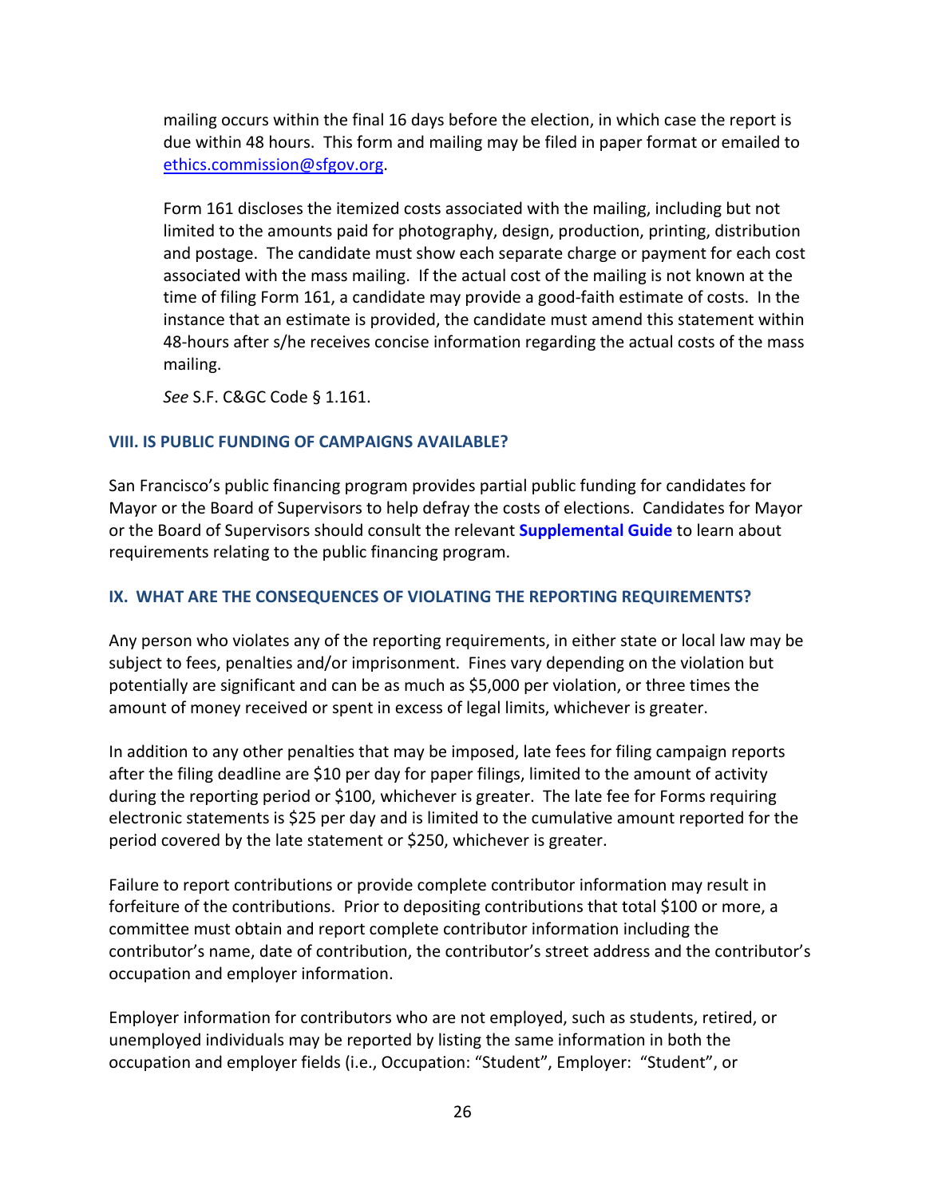mailing occurs within the final 16 days before the election, in which case the report is due within 48 hours. This form and mailing may be filed in paper format or emailed to ethics.commission@sfgov.org.

Form 161 discloses the itemized costs associated with the mailing, including but not limited to the amounts paid for photography, design, production, printing, distribution and postage. The candidate must show each separate charge or payment for each cost associated with the mass mailing. If the actual cost of the mailing is not known at the time of filing Form 161, a candidate may provide a good-faith estimate of costs. In the instance that an estimate is provided, the candidate must amend this statement within 48-hours after s/he receives concise information regarding the actual costs of the mass mailing.

*See* S.F. C&GC Code § 1.161.

## VIII. IS PUBLIC FUNDING OF CAMPAIGNS AVAILABLE?

San Francisco's public financing program provides partial public funding for candidates for Mayor or the Board of Supervisors to help defray the costs of elections. Candidates for Mayor or the Board of Supervisors should consult the relevant **Supplemental Guide** to learn about requirements relating to the public financing program.

## IX. WHAT ARE THE CONSEQUENCES OF VIOLATING THE REPORTING REQUIREMENTS?

Any person who violates any of the reporting requirements, in either state or local law may be subject to fees, penalties and/or imprisonment. Fines vary depending on the violation but potentially are significant and can be as much as $5,000 per violation, or three times the amount of money received or spent in excess of legal limits, whichever is greater.

In addition to any other penalties that may be imposed, late fees for filing campaign reports after the filing deadline are $10 per day for paper filings, limited to the amount of activity during the reporting period or $100, whichever is greater. The late fee for Forms requiring electronic statements is $25 per day and is limited to the cumulative amount reported for the period covered by the late statement or $250, whichever is greater.

Failure to report contributions or provide complete contributor information may result in forfeiture of the contributions. Prior to depositing contributions that total $100 or more, a committee must obtain and report complete contributor information including the contributor's name, date of contribution, the contributor's street address and the contributor's occupation and employer information.

Employer information for contributors who are not employed, such as students, retired, or unemployed individuals may be reported by listing the same information in both the occupation and employer fields (i.e., Occupation: "Student", Employer: "Student", or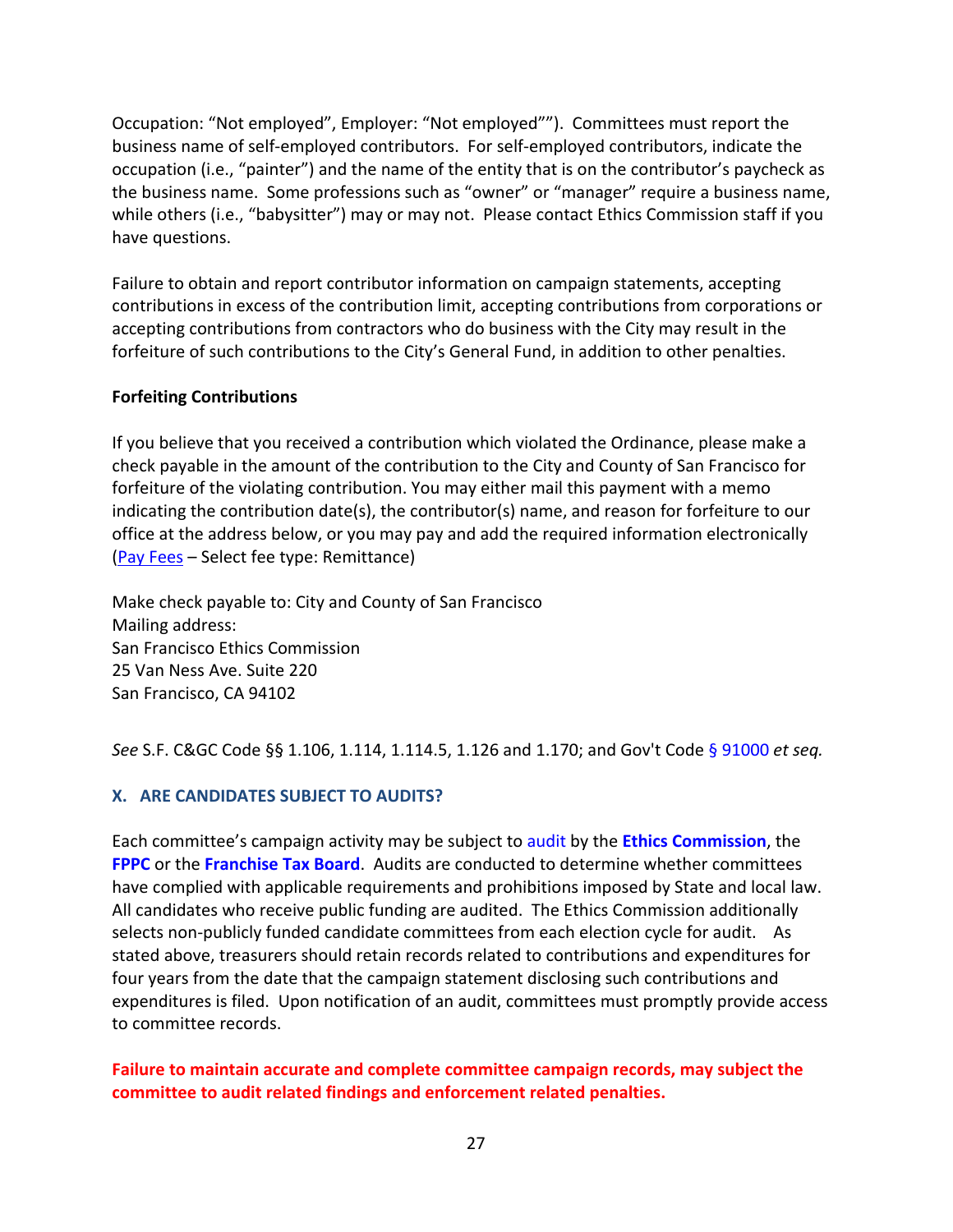Occupation: "Not employed", Employer: "Not employed""). Committees must report the business name of self-employed contributors. For self-employed contributors, indicate the occupation (i.e., "painter") and the name of the entity that is on the contributor's paycheck as the business name. Some professions such as "owner" or "manager" require a business name, while others (i.e., "babysitter") may or may not. Please contact Ethics Commission staff if you have questions.

Failure to obtain and report contributor information on campaign statements, accepting contributions in excess of the contribution limit, accepting contributions from corporations or accepting contributions from contractors who do business with the City may result in the forfeiture of such contributions to the City's General Fund, in addition to other penalties.

**Forfeiting Contributions**

If you believe that you received a contribution which violated the Ordinance, please make a check payable in the amount of the contribution to the City and County of San Francisco for forfeiture of the violating contribution. You may either mail this payment with a memo indicating the contribution date(s), the contributor(s) name, and reason for forfeiture to our office at the address below, or you may pay and add the required information electronically (Pay Fees – Select fee type: Remittance)

Make check payable to: City and County of San Francisco
Mailing address:
San Francisco Ethics Commission
25 Van Ness Ave. Suite 220
San Francisco, CA 94102

*See* S.F. C&GC Code §§ 1.106, 1.114, 1.114.5, 1.126 and 1.170; and Gov't Code § 91000 *et seq.*

## X. ARE CANDIDATES SUBJECT TO AUDITS?

Each committee's campaign activity may be subject to audit by the **Ethics Commission**, the **FPPC** or the **Franchise Tax Board**. Audits are conducted to determine whether committees have complied with applicable requirements and prohibitions imposed by State and local law. All candidates who receive public funding are audited. The Ethics Commission additionally selects non-publicly funded candidate committees from each election cycle for audit. As stated above, treasurers should retain records related to contributions and expenditures for four years from the date that the campaign statement disclosing such contributions and expenditures is filed. Upon notification of an audit, committees must promptly provide access to committee records.

**Failure to maintain accurate and complete committee campaign records, may subject the committee to audit related findings and enforcement related penalties.**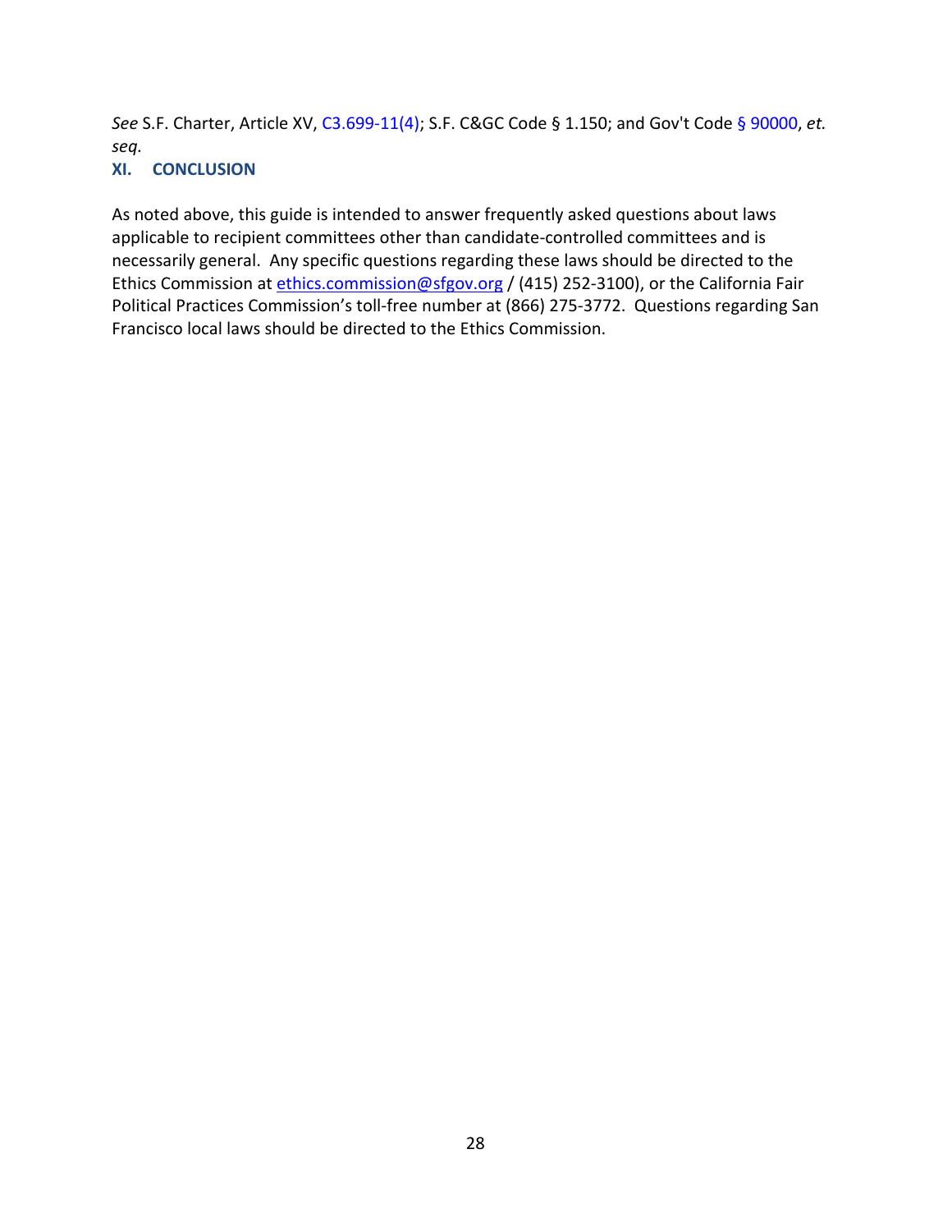*See* S.F. Charter, Article XV, C3.699-11(4); S.F. C&GC Code § 1.150; and Gov't Code § 90000, *et. seq.*

## XI. CONCLUSION

As noted above, this guide is intended to answer frequently asked questions about laws applicable to recipient committees other than candidate-controlled committees and is necessarily general. Any specific questions regarding these laws should be directed to the Ethics Commission at ethics.commission@sfgov.org / (415) 252-3100), or the California Fair Political Practices Commission's toll-free number at (866) 275-3772. Questions regarding San Francisco local laws should be directed to the Ethics Commission.